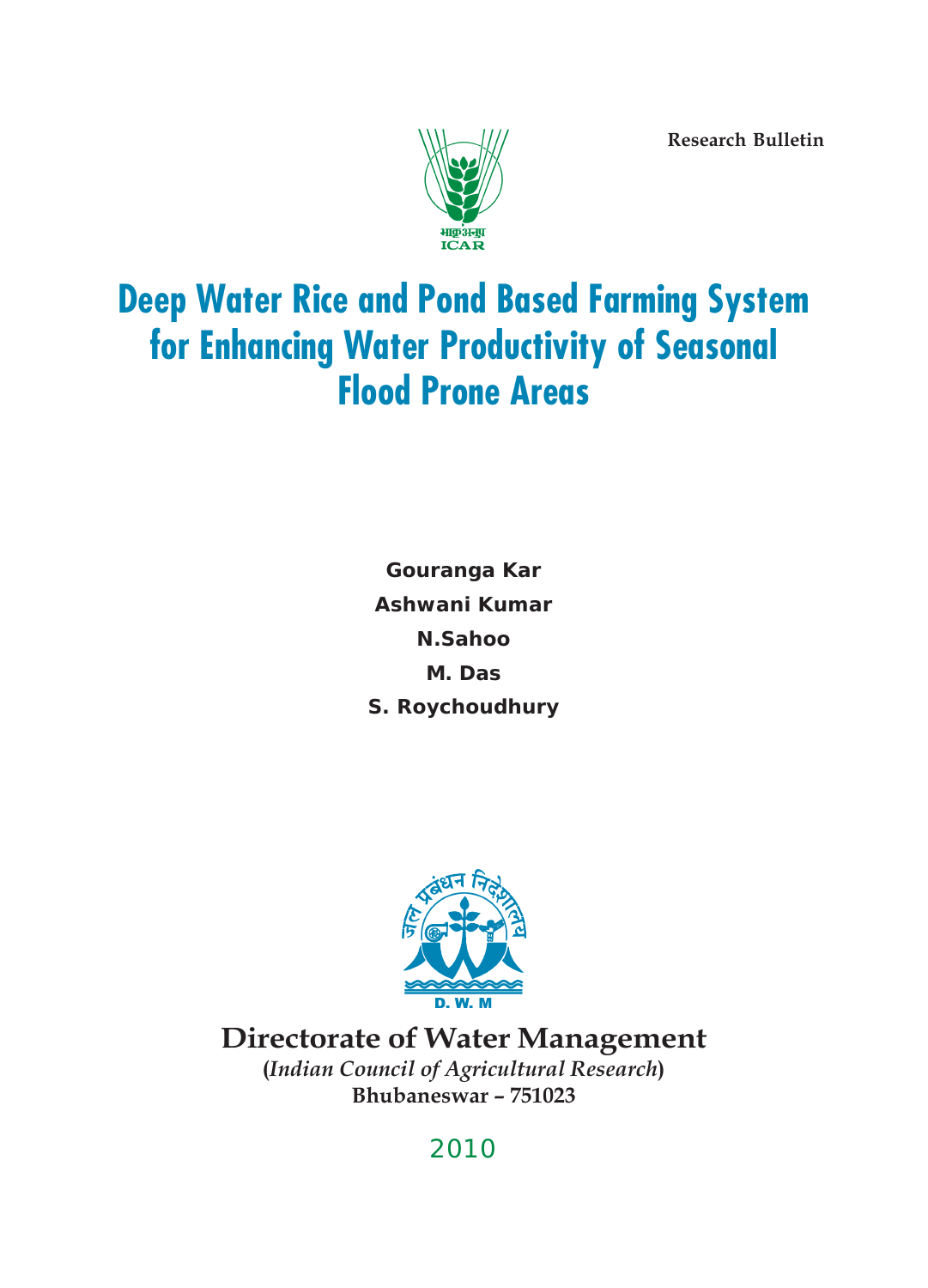Research Bulletin

भाकृअनुप
ICAR

# Deep Water Rice and Pond Based Farming System for Enhancing Water Productivity of Seasonal Flood Prone Areas

**Gouranga Kar**

**Ashwani Kumar**

**N.Sahoo**

**M. Das**

**S. Roychoudhury**

जल प्रबंधन निदेशालय

D. W. M

**Directorate of Water Management**

**(*Indian Council of Agricultural Research*)**

**Bhubaneswar – 751023**

2010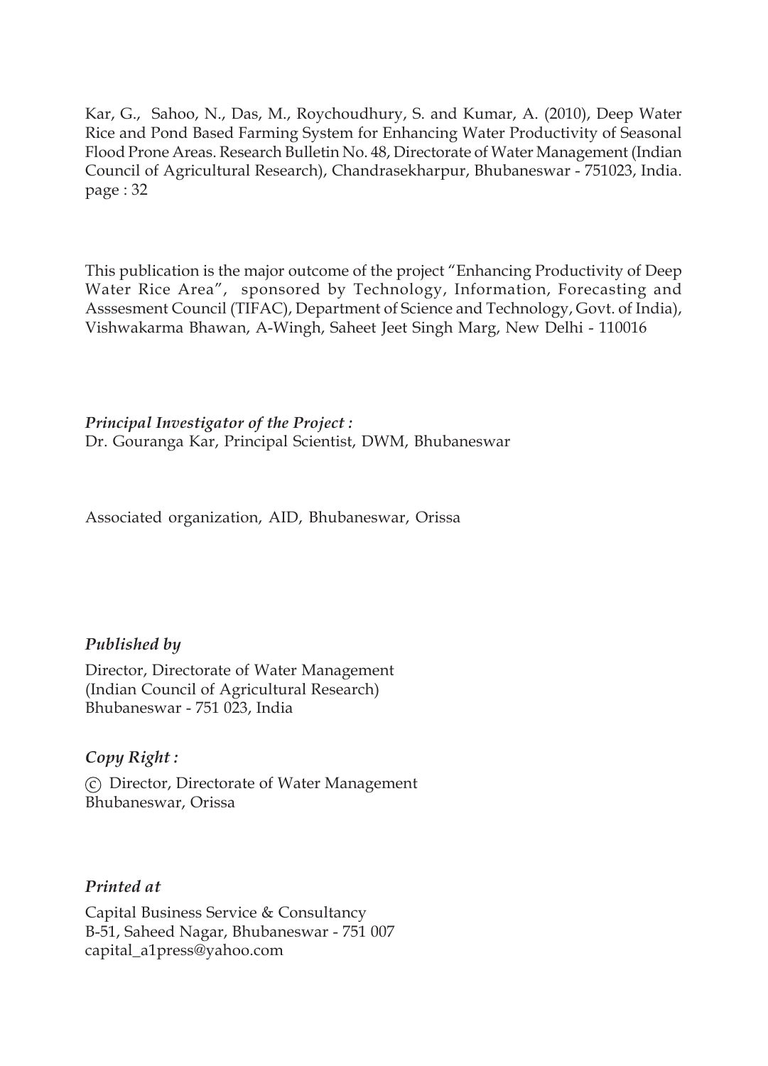Kar, G., Sahoo, N., Das, M., Roychoudhury, S. and Kumar, A. (2010), Deep Water Rice and Pond Based Farming System for Enhancing Water Productivity of Seasonal Flood Prone Areas. Research Bulletin No. 48, Directorate of Water Management (Indian Council of Agricultural Research), Chandrasekharpur, Bhubaneswar - 751023, India. page : 32

This publication is the major outcome of the project "Enhancing Productivity of Deep Water Rice Area", sponsored by Technology, Information, Forecasting and Asssesment Council (TIFAC), Department of Science and Technology, Govt. of India), Vishwakarma Bhawan, A-Wingh, Saheet Jeet Singh Marg, New Delhi - 110016

***Principal Investigator of the Project :***
Dr. Gouranga Kar, Principal Scientist, DWM, Bhubaneswar

Associated organization, AID, Bhubaneswar, Orissa

***Published by***

Director, Directorate of Water Management
(Indian Council of Agricultural Research)
Bhubaneswar - 751 023, India

***Copy Right :***

© Director, Directorate of Water Management
Bhubaneswar, Orissa

***Printed at***

Capital Business Service & Consultancy
B-51, Saheed Nagar, Bhubaneswar - 751 007
capital_a1press@yahoo.com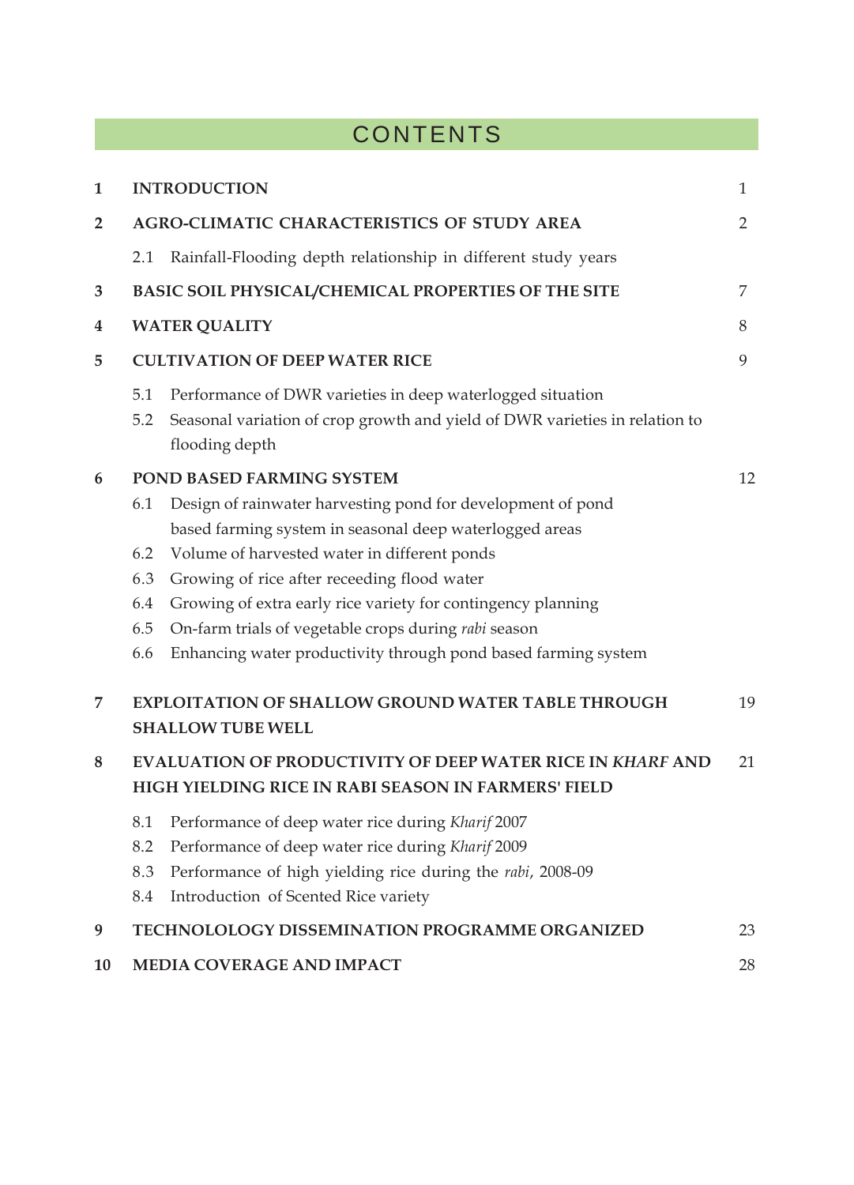# CONTENTS

| | | |
|---|---|---|
| **1** | **INTRODUCTION** | 1 |
| **2** | **AGRO-CLIMATIC CHARACTERISTICS OF STUDY AREA** | 2 |
| | 2.1 Rainfall-Flooding depth relationship in different study years | |
| **3** | **BASIC SOIL PHYSICAL/CHEMICAL PROPERTIES OF THE SITE** | 7 |
| **4** | **WATER QUALITY** | 8 |
| **5** | **CULTIVATION OF DEEP WATER RICE** | 9 |
| | 5.1 Performance of DWR varieties in deep waterlogged situation | |
| | 5.2 Seasonal variation of crop growth and yield of DWR varieties in relation to flooding depth | |
| **6** | **POND BASED FARMING SYSTEM** | 12 |
| | 6.1 Design of rainwater harvesting pond for development of pond based farming system in seasonal deep waterlogged areas | |
| | 6.2 Volume of harvested water in different ponds | |
| | 6.3 Growing of rice after receeding flood water | |
| | 6.4 Growing of extra early rice variety for contingency planning | |
| | 6.5 On-farm trials of vegetable crops during *rabi* season | |
| | 6.6 Enhancing water productivity through pond based farming system | |
| **7** | **EXPLOITATION OF SHALLOW GROUND WATER TABLE THROUGH SHALLOW TUBE WELL** | 19 |
| **8** | **EVALUATION OF PRODUCTIVITY OF DEEP WATER RICE IN *KHARF* AND HIGH YIELDING RICE IN RABI SEASON IN FARMERS' FIELD** | 21 |
| | 8.1 Performance of deep water rice during *Kharif* 2007 | |
| | 8.2 Performance of deep water rice during *Kharif* 2009 | |
| | 8.3 Performance of high yielding rice during the *rabi*, 2008-09 | |
| | 8.4 Introduction of Scented Rice variety | |
| **9** | **TECHNOLOLOGY DISSEMINATION PROGRAMME ORGANIZED** | 23 |
| **10** | **MEDIA COVERAGE AND IMPACT** | 28 |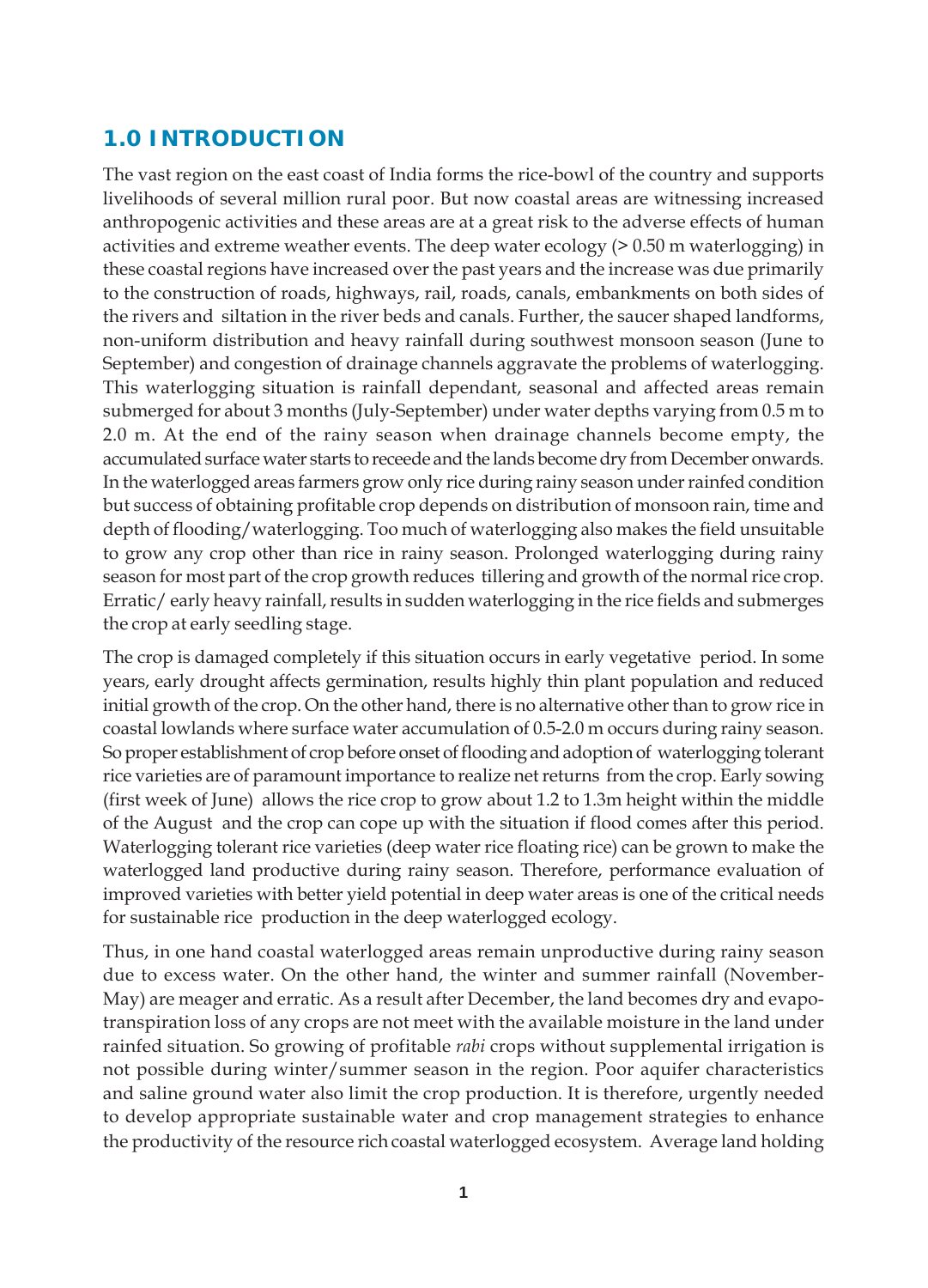## 1.0 INTRODUCTION

The vast region on the east coast of India forms the rice-bowl of the country and supports livelihoods of several million rural poor. But now coastal areas are witnessing increased anthropogenic activities and these areas are at a great risk to the adverse effects of human activities and extreme weather events. The deep water ecology (> 0.50 m waterlogging) in these coastal regions have increased over the past years and the increase was due primarily to the construction of roads, highways, rail, roads, canals, embankments on both sides of the rivers and siltation in the river beds and canals. Further, the saucer shaped landforms, non-uniform distribution and heavy rainfall during southwest monsoon season (June to September) and congestion of drainage channels aggravate the problems of waterlogging. This waterlogging situation is rainfall dependant, seasonal and affected areas remain submerged for about 3 months (July-September) under water depths varying from 0.5 m to 2.0 m. At the end of the rainy season when drainage channels become empty, the accumulated surface water starts to receede and the lands become dry from December onwards. In the waterlogged areas farmers grow only rice during rainy season under rainfed condition but success of obtaining profitable crop depends on distribution of monsoon rain, time and depth of flooding/waterlogging. Too much of waterlogging also makes the field unsuitable to grow any crop other than rice in rainy season. Prolonged waterlogging during rainy season for most part of the crop growth reduces tillering and growth of the normal rice crop. Erratic/ early heavy rainfall, results in sudden waterlogging in the rice fields and submerges the crop at early seedling stage.

The crop is damaged completely if this situation occurs in early vegetative period. In some years, early drought affects germination, results highly thin plant population and reduced initial growth of the crop. On the other hand, there is no alternative other than to grow rice in coastal lowlands where surface water accumulation of 0.5-2.0 m occurs during rainy season. So proper establishment of crop before onset of flooding and adoption of waterlogging tolerant rice varieties are of paramount importance to realize net returns from the crop. Early sowing (first week of June) allows the rice crop to grow about 1.2 to 1.3m height within the middle of the August and the crop can cope up with the situation if flood comes after this period. Waterlogging tolerant rice varieties (deep water rice floating rice) can be grown to make the waterlogged land productive during rainy season. Therefore, performance evaluation of improved varieties with better yield potential in deep water areas is one of the critical needs for sustainable rice production in the deep waterlogged ecology.

Thus, in one hand coastal waterlogged areas remain unproductive during rainy season due to excess water. On the other hand, the winter and summer rainfall (November-May) are meager and erratic. As a result after December, the land becomes dry and evapo-transpiration loss of any crops are not meet with the available moisture in the land under rainfed situation. So growing of profitable *rabi* crops without supplemental irrigation is not possible during winter/summer season in the region. Poor aquifer characteristics and saline ground water also limit the crop production. It is therefore, urgently needed to develop appropriate sustainable water and crop management strategies to enhance the productivity of the resource rich coastal waterlogged ecosystem. Average land holding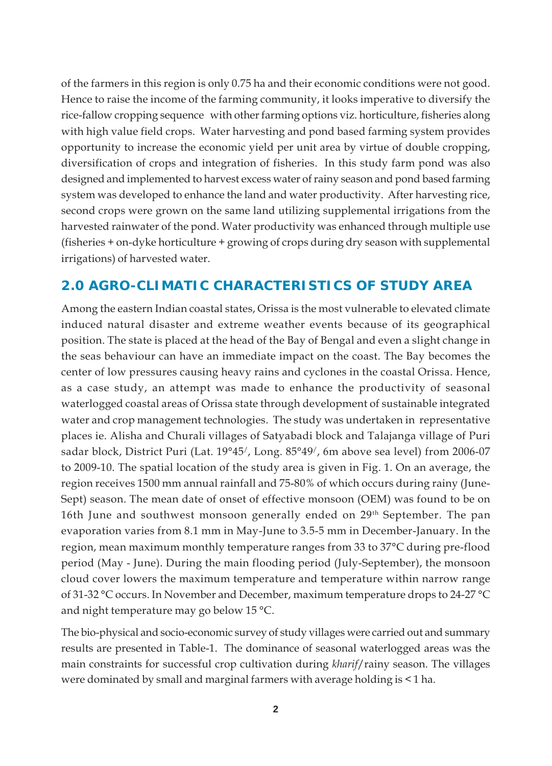of the farmers in this region is only 0.75 ha and their economic conditions were not good. Hence to raise the income of the farming community, it looks imperative to diversify the rice-fallow cropping sequence with other farming options viz. horticulture, fisheries along with high value field crops. Water harvesting and pond based farming system provides opportunity to increase the economic yield per unit area by virtue of double cropping, diversification of crops and integration of fisheries. In this study farm pond was also designed and implemented to harvest excess water of rainy season and pond based farming system was developed to enhance the land and water productivity. After harvesting rice, second crops were grown on the same land utilizing supplemental irrigations from the harvested rainwater of the pond. Water productivity was enhanced through multiple use (fisheries + on-dyke horticulture + growing of crops during dry season with supplemental irrigations) of harvested water.

## 2.0 AGRO-CLIMATIC CHARACTERISTICS OF STUDY AREA

Among the eastern Indian coastal states, Orissa is the most vulnerable to elevated climate induced natural disaster and extreme weather events because of its geographical position. The state is placed at the head of the Bay of Bengal and even a slight change in the seas behaviour can have an immediate impact on the coast. The Bay becomes the center of low pressures causing heavy rains and cyclones in the coastal Orissa. Hence, as a case study, an attempt was made to enhance the productivity of seasonal waterlogged coastal areas of Orissa state through development of sustainable integrated water and crop management technologies. The study was undertaken in representative places ie. Alisha and Churali villages of Satyabadi block and Talajanga village of Puri sadar block, District Puri (Lat. 19°45/, Long. 85°49/, 6m above sea level) from 2006-07 to 2009-10. The spatial location of the study area is given in Fig. 1. On an average, the region receives 1500 mm annual rainfall and 75-80% of which occurs during rainy (June-Sept) season. The mean date of onset of effective monsoon (OEM) was found to be on 16th June and southwest monsoon generally ended on 29th September. The pan evaporation varies from 8.1 mm in May-June to 3.5-5 mm in December-January. In the region, mean maximum monthly temperature ranges from 33 to 37°C during pre-flood period (May - June). During the main flooding period (July-September), the monsoon cloud cover lowers the maximum temperature and temperature within narrow range of 31-32 °C occurs. In November and December, maximum temperature drops to 24-27 °C and night temperature may go below 15 °C.

The bio-physical and socio-economic survey of study villages were carried out and summary results are presented in Table-1. The dominance of seasonal waterlogged areas was the main constraints for successful crop cultivation during *kharif*/rainy season. The villages were dominated by small and marginal farmers with average holding is < 1 ha.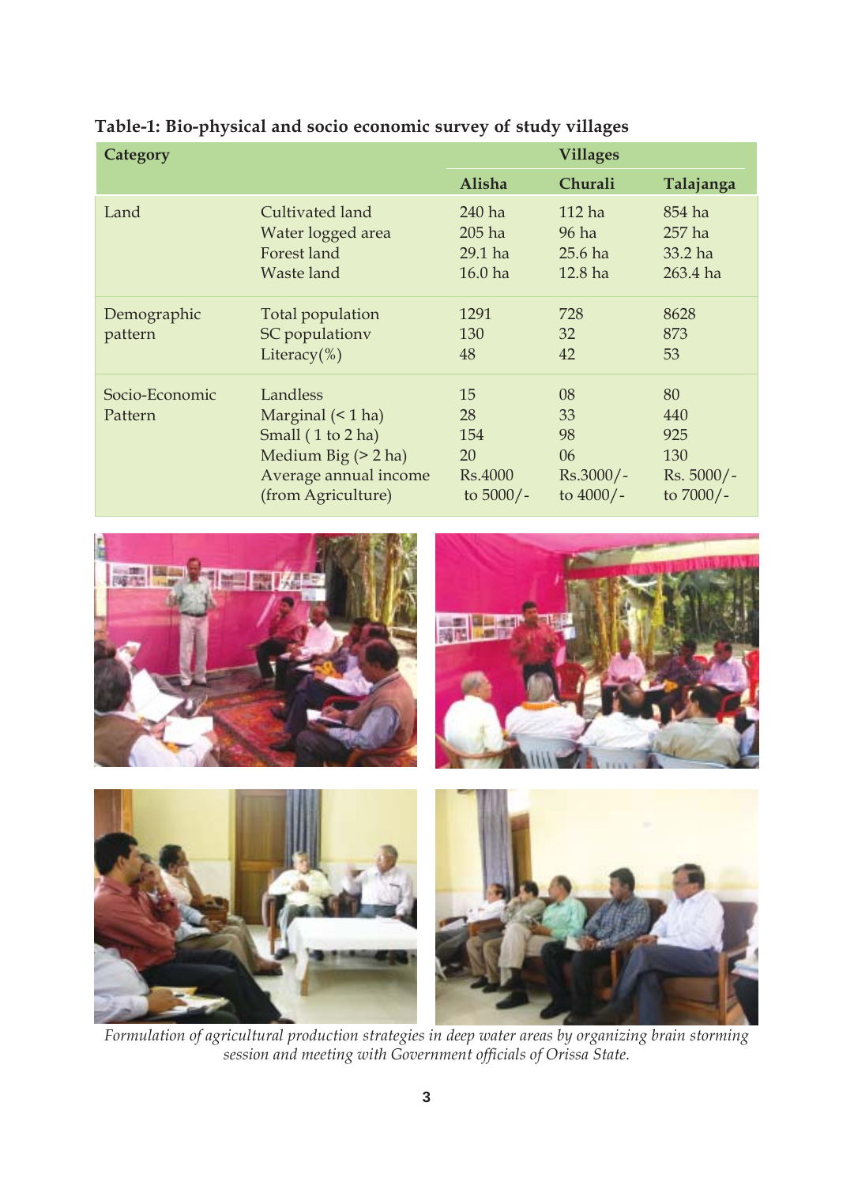**Table-1: Bio-physical and socio economic survey of study villages**

| Category | | Villages | | |
|---|---|---|---|---|
| | | Alisha | Churali | Talajanga |
| Land | Cultivated land | 240 ha | 112 ha | 854 ha |
| | Water logged area | 205 ha | 96 ha | 257 ha |
| | Forest land | 29.1 ha | 25.6 ha | 33.2 ha |
| | Waste land | 16.0 ha | 12.8 ha | 263.4 ha |
| Demographic pattern | Total population | 1291 | 728 | 8628 |
| | SC populationv | 130 | 32 | 873 |
| | Literacy(%) | 48 | 42 | 53 |
| Socio-Economic Pattern | Landless | 15 | 08 | 80 |
| | Marginal (< 1 ha) | 28 | 33 | 440 |
| | Small ( 1 to 2 ha) | 154 | 98 | 925 |
| | Medium Big (> 2 ha) | 20 | 06 | 130 |
| | Average annual income (from Agriculture) | Rs.4000 to 5000/- | Rs.3000/- to 4000/- | Rs. 5000/- to 7000/- |

*Formulation of agricultural production strategies in deep water areas by organizing brain storming session and meeting with Government officials of Orissa State.*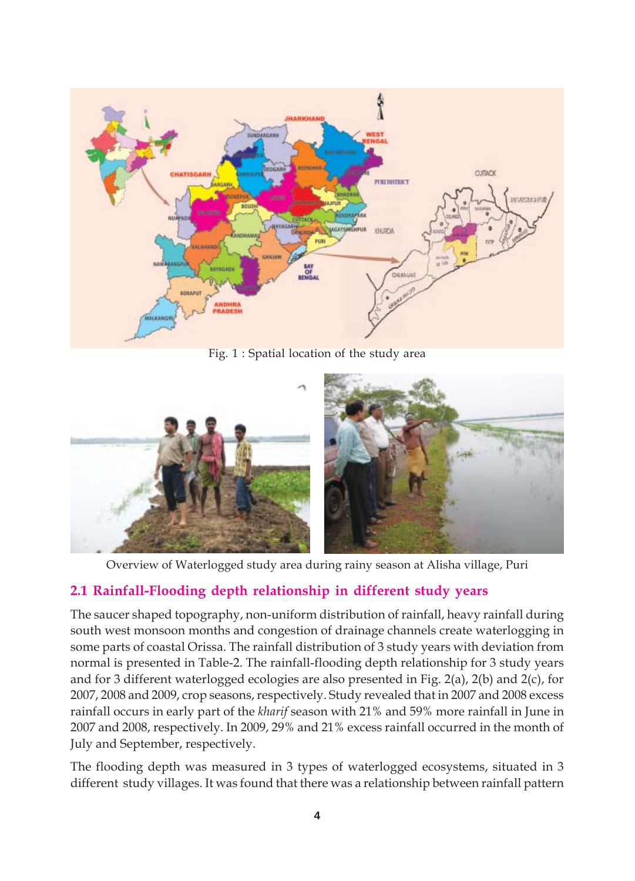Fig. 1 : Spatial location of the study area

Overview of Waterlogged study area during rainy season at Alisha village, Puri

## 2.1 Rainfall-Flooding depth relationship in different study years

The saucer shaped topography, non-uniform distribution of rainfall, heavy rainfall during south west monsoon months and congestion of drainage channels create waterlogging in some parts of coastal Orissa. The rainfall distribution of 3 study years with deviation from normal is presented in Table-2. The rainfall-flooding depth relationship for 3 study years and for 3 different waterlogged ecologies are also presented in Fig. 2(a), 2(b) and 2(c), for 2007, 2008 and 2009, crop seasons, respectively. Study revealed that in 2007 and 2008 excess rainfall occurs in early part of the *kharif* season with 21% and 59% more rainfall in June in 2007 and 2008, respectively. In 2009, 29% and 21% excess rainfall occurred in the month of July and September, respectively.

The flooding depth was measured in 3 types of waterlogged ecosystems, situated in 3 different study villages. It was found that there was a relationship between rainfall pattern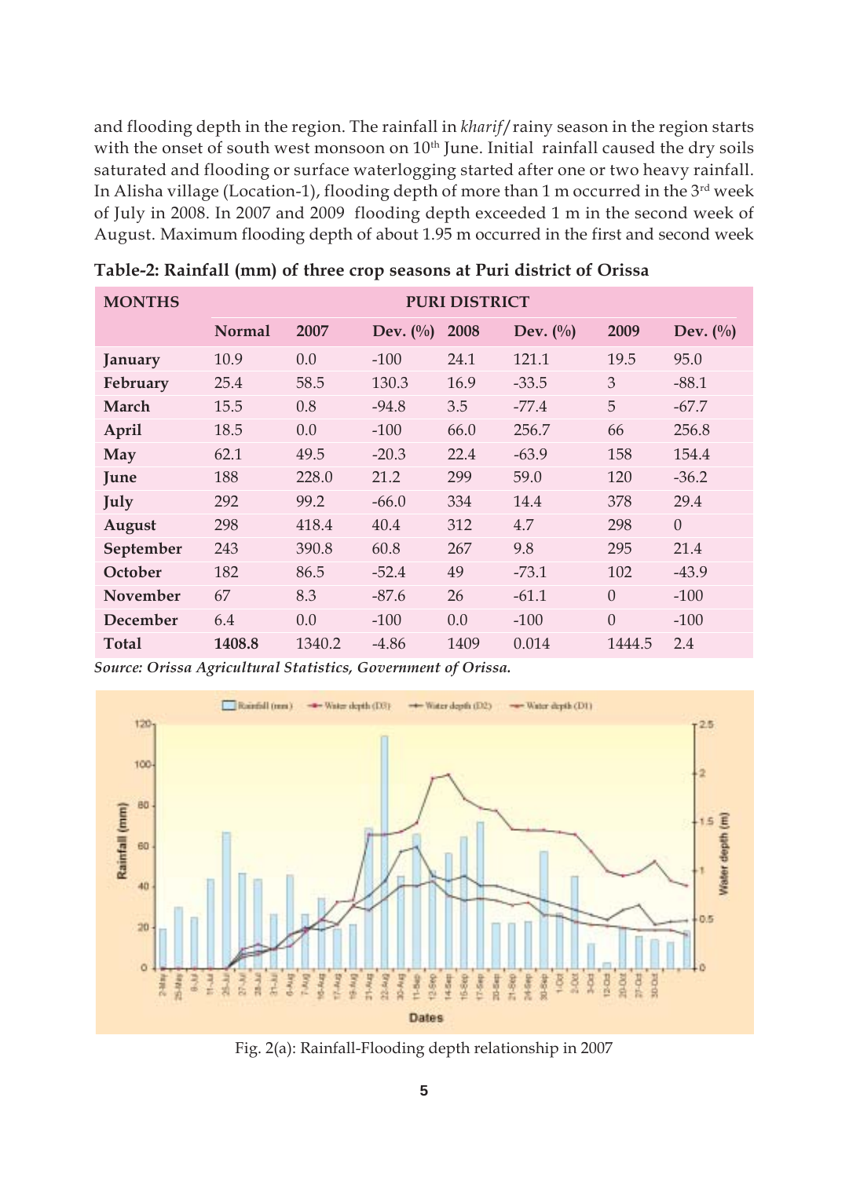and flooding depth in the region. The rainfall in *kharif*/rainy season in the region starts with the onset of south west monsoon on 10th June. Initial rainfall caused the dry soils saturated and flooding or surface waterlogging started after one or two heavy rainfall. In Alisha village (Location-1), flooding depth of more than 1 m occurred in the 3rd week of July in 2008. In 2007 and 2009 flooding depth exceeded 1 m in the second week of August. Maximum flooding depth of about 1.95 m occurred in the first and second week

**Table-2: Rainfall (mm) of three crop seasons at Puri district of Orissa**

| MONTHS | PURI DISTRICT | | | | | | |
|---|---|---|---|---|---|---|---|
| | Normal | 2007 | Dev. (%) | 2008 | Dev. (%) | 2009 | Dev. (%) |
| **January** | 10.9 | 0.0 | -100 | 24.1 | 121.1 | 19.5 | 95.0 |
| **February** | 25.4 | 58.5 | 130.3 | 16.9 | -33.5 | 3 | -88.1 |
| **March** | 15.5 | 0.8 | -94.8 | 3.5 | -77.4 | 5 | -67.7 |
| **April** | 18.5 | 0.0 | -100 | 66.0 | 256.7 | 66 | 256.8 |
| **May** | 62.1 | 49.5 | -20.3 | 22.4 | -63.9 | 158 | 154.4 |
| **June** | 188 | 228.0 | 21.2 | 299 | 59.0 | 120 | -36.2 |
| **July** | 292 | 99.2 | -66.0 | 334 | 14.4 | 378 | 29.4 |
| **August** | 298 | 418.4 | 40.4 | 312 | 4.7 | 298 | 0 |
| **September** | 243 | 390.8 | 60.8 | 267 | 9.8 | 295 | 21.4 |
| **October** | 182 | 86.5 | -52.4 | 49 | -73.1 | 102 | -43.9 |
| **November** | 67 | 8.3 | -87.6 | 26 | -61.1 | 0 | -100 |
| **December** | 6.4 | 0.0 | -100 | 0.0 | -100 | 0 | -100 |
| **Total** | **1408.8** | 1340.2 | -4.86 | 1409 | 0.014 | 1444.5 | 2.4 |

*Source: Orissa Agricultural Statistics, Government of Orissa.*

Fig. 2(a): Rainfall-Flooding depth relationship in 2007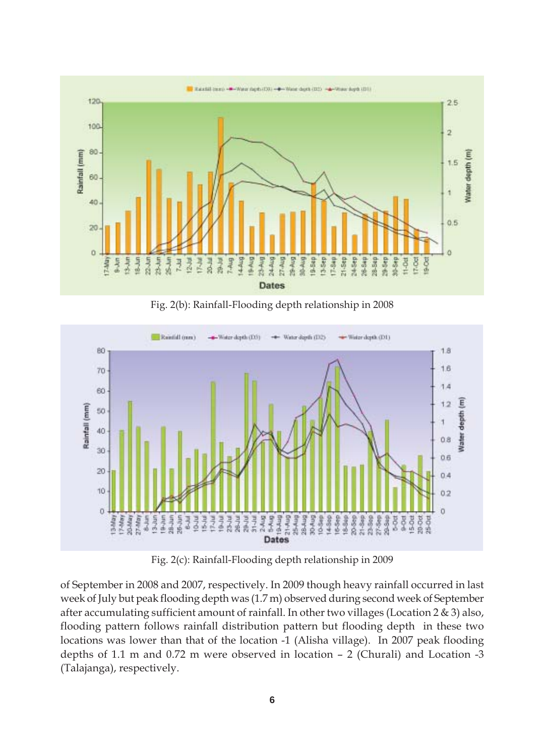Fig. 2(b): Rainfall-Flooding depth relationship in 2008

Fig. 2(c): Rainfall-Flooding depth relationship in 2009

of September in 2008 and 2007, respectively. In 2009 though heavy rainfall occurred in last week of July but peak flooding depth was (1.7 m) observed during second week of September after accumulating sufficient amount of rainfall. In other two villages (Location 2 & 3) also, flooding pattern follows rainfall distribution pattern but flooding depth in these two locations was lower than that of the location -1 (Alisha village). In 2007 peak flooding depths of 1.1 m and 0.72 m were observed in location – 2 (Churali) and Location -3 (Talajanga), respectively.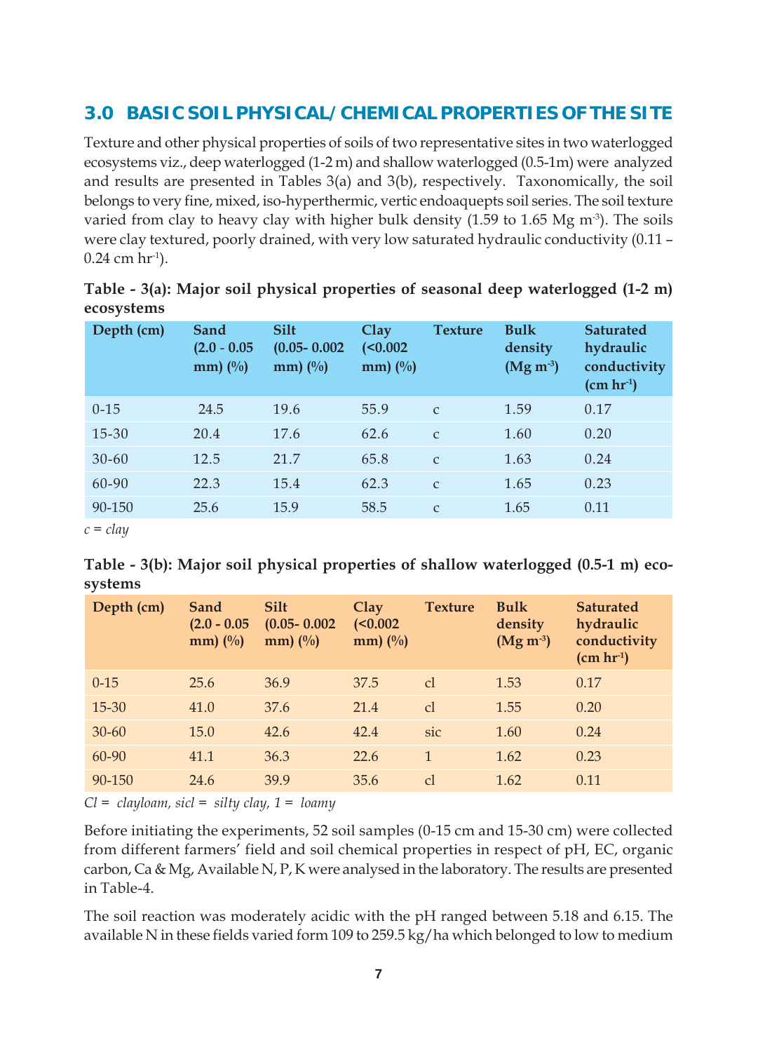## 3.0 BASIC SOIL PHYSICAL/ CHEMICAL PROPERTIES OF THE SITE

Texture and other physical properties of soils of two representative sites in two waterlogged ecosystems viz., deep waterlogged (1-2 m) and shallow waterlogged (0.5-1m) were analyzed and results are presented in Tables 3(a) and 3(b), respectively. Taxonomically, the soil belongs to very fine, mixed, iso-hyperthermic, vertic endoaquepts soil series. The soil texture varied from clay to heavy clay with higher bulk density (1.59 to 1.65 Mg $m^{-3}$). The soils were clay textured, poorly drained, with very low saturated hydraulic conductivity (0.11 – 0.24 cm $hr^{-1}$).

**Table - 3(a): Major soil physical properties of seasonal deep waterlogged (1-2 m) ecosystems**

| Depth (cm) | Sand (2.0 - 0.05 mm) (%) | Silt (0.05- 0.002 mm) (%) | Clay (<0.002 mm) (%) | Texture | Bulk density (Mg $m^{-3}$) | Saturated hydraulic conductivity (cm $hr^{-1}$) |
|---|---|---|---|---|---|---|
| 0-15 | 24.5 | 19.6 | 55.9 | c | 1.59 | 0.17 |
| 15-30 | 20.4 | 17.6 | 62.6 | c | 1.60 | 0.20 |
| 30-60 | 12.5 | 21.7 | 65.8 | c | 1.63 | 0.24 |
| 60-90 | 22.3 | 15.4 | 62.3 | c | 1.65 | 0.23 |
| 90-150 | 25.6 | 15.9 | 58.5 | c | 1.65 | 0.11 |

*c = clay*

**Table - 3(b): Major soil physical properties of shallow waterlogged (0.5-1 m) ecosystems**

| Depth (cm) | Sand (2.0 - 0.05 mm) (%) | Silt (0.05- 0.002 mm) (%) | Clay (<0.002 mm) (%) | Texture | Bulk density (Mg $m^{-3}$) | Saturated hydraulic conductivity (cm $hr^{-1}$) |
|---|---|---|---|---|---|---|
| 0-15 | 25.6 | 36.9 | 37.5 | cl | 1.53 | 0.17 |
| 15-30 | 41.0 | 37.6 | 21.4 | cl | 1.55 | 0.20 |
| 30-60 | 15.0 | 42.6 | 42.4 | sic | 1.60 | 0.24 |
| 60-90 | 41.1 | 36.3 | 22.6 | 1 | 1.62 | 0.23 |
| 90-150 | 24.6 | 39.9 | 35.6 | cl | 1.62 | 0.11 |

*Cl = clayloam, sicl = silty clay, 1 = loamy*

Before initiating the experiments, 52 soil samples (0-15 cm and 15-30 cm) were collected from different farmers' field and soil chemical properties in respect of pH, EC, organic carbon, Ca & Mg, Available N, P, K were analysed in the laboratory. The results are presented in Table-4.

The soil reaction was moderately acidic with the pH ranged between 5.18 and 6.15. The available N in these fields varied form 109 to 259.5 kg/ha which belonged to low to medium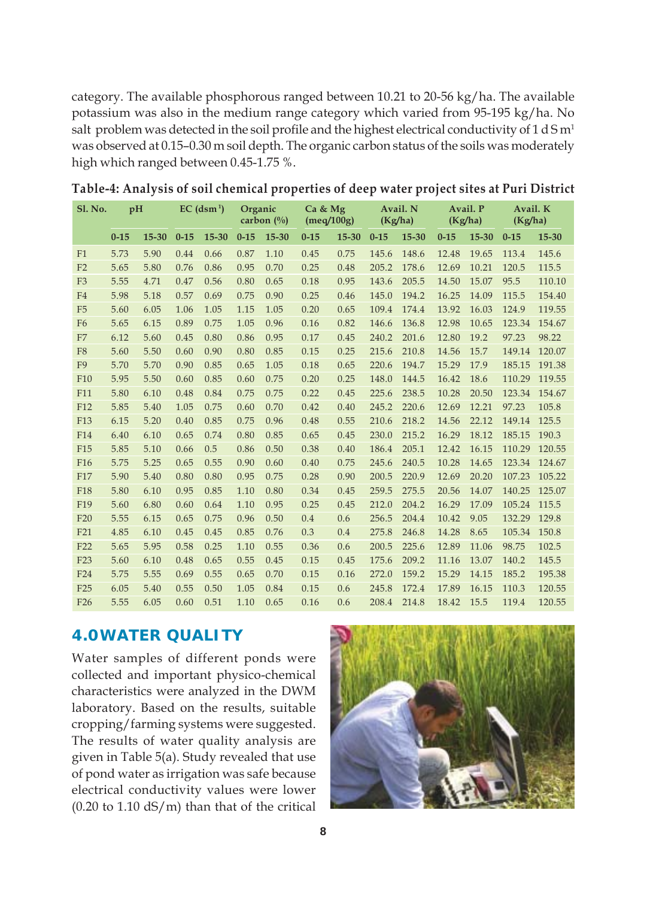category. The available phosphorous ranged between 10.21 to 20-56 kg/ha. The available potassium was also in the medium range category which varied from 95-195 kg/ha. No salt problem was detected in the soil profile and the highest electrical conductivity of 1 d S m[1] was observed at 0.15–0.30 m soil depth. The organic carbon status of the soils was moderately high which ranged between 0.45-1.75 %.

**Table-4: Analysis of soil chemical properties of deep water project sites at Puri District**

| Sl. No. | pH | | EC ($dsm^{-1}$) | | Organic carbon (%) | | Ca & Mg (meq/100g) | | Avail. N (Kg/ha) | | Avail. P (Kg/ha) | | Avail. K (Kg/ha) | |
|---|---|---|---|---|---|---|---|---|---|---|---|---|---|---|
| | 0-15 | 15-30 | 0-15 | 15-30 | 0-15 | 15-30 | 0-15 | 15-30 | 0-15 | 15-30 | 0-15 | 15-30 | 0-15 | 15-30 |
| F1 | 5.73 | 5.90 | 0.44 | 0.66 | 0.87 | 1.10 | 0.45 | 0.75 | 145.6 | 148.6 | 12.48 | 19.65 | 113.4 | 145.6 |
| F2 | 5.65 | 5.80 | 0.76 | 0.86 | 0.95 | 0.70 | 0.25 | 0.48 | 205.2 | 178.6 | 12.69 | 10.21 | 120.5 | 115.5 |
| F3 | 5.55 | 4.71 | 0.47 | 0.56 | 0.80 | 0.65 | 0.18 | 0.95 | 143.6 | 205.5 | 14.50 | 15.07 | 95.5 | 110.10 |
| F4 | 5.98 | 5.18 | 0.57 | 0.69 | 0.75 | 0.90 | 0.25 | 0.46 | 145.0 | 194.2 | 16.25 | 14.09 | 115.5 | 154.40 |
| F5 | 5.60 | 6.05 | 1.06 | 1.05 | 1.15 | 1.05 | 0.20 | 0.65 | 109.4 | 174.4 | 13.92 | 16.03 | 124.9 | 119.55 |
| F6 | 5.65 | 6.15 | 0.89 | 0.75 | 1.05 | 0.96 | 0.16 | 0.82 | 146.6 | 136.8 | 12.98 | 10.65 | 123.34 | 154.67 |
| F7 | 6.12 | 5.60 | 0.45 | 0.80 | 0.86 | 0.95 | 0.17 | 0.45 | 240.2 | 201.6 | 12.80 | 19.2 | 97.23 | 98.22 |
| F8 | 5.60 | 5.50 | 0.60 | 0.90 | 0.80 | 0.85 | 0.15 | 0.25 | 215.6 | 210.8 | 14.56 | 15.7 | 149.14 | 120.07 |
| F9 | 5.70 | 5.70 | 0.90 | 0.85 | 0.65 | 1.05 | 0.18 | 0.65 | 220.6 | 194.7 | 15.29 | 17.9 | 185.15 | 191.38 |
| F10 | 5.95 | 5.50 | 0.60 | 0.85 | 0.60 | 0.75 | 0.20 | 0.25 | 148.0 | 144.5 | 16.42 | 18.6 | 110.29 | 119.55 |
| F11 | 5.80 | 6.10 | 0.48 | 0.84 | 0.75 | 0.75 | 0.22 | 0.45 | 225.6 | 238.5 | 10.28 | 20.50 | 123.34 | 154.67 |
| F12 | 5.85 | 5.40 | 1.05 | 0.75 | 0.60 | 0.70 | 0.42 | 0.40 | 245.2 | 220.6 | 12.69 | 12.21 | 97.23 | 105.8 |
| F13 | 6.15 | 5.20 | 0.40 | 0.85 | 0.75 | 0.96 | 0.48 | 0.55 | 210.6 | 218.2 | 14.56 | 22.12 | 149.14 | 125.5 |
| F14 | 6.40 | 6.10 | 0.65 | 0.74 | 0.80 | 0.85 | 0.65 | 0.45 | 230.0 | 215.2 | 16.29 | 18.12 | 185.15 | 190.3 |
| F15 | 5.85 | 5.10 | 0.66 | 0.5 | 0.86 | 0.50 | 0.38 | 0.40 | 186.4 | 205.1 | 12.42 | 16.15 | 110.29 | 120.55 |
| F16 | 5.75 | 5.25 | 0.65 | 0.55 | 0.90 | 0.60 | 0.40 | 0.75 | 245.6 | 240.5 | 10.28 | 14.65 | 123.34 | 124.67 |
| F17 | 5.90 | 5.40 | 0.80 | 0.80 | 0.95 | 0.75 | 0.28 | 0.90 | 200.5 | 220.9 | 12.69 | 20.20 | 107.23 | 105.22 |
| F18 | 5.80 | 6.10 | 0.95 | 0.85 | 1.10 | 0.80 | 0.34 | 0.45 | 259.5 | 275.5 | 20.56 | 14.07 | 140.25 | 125.07 |
| F19 | 5.60 | 6.80 | 0.60 | 0.64 | 1.10 | 0.95 | 0.25 | 0.45 | 212.0 | 204.2 | 16.29 | 17.09 | 105.24 | 115.5 |
| F20 | 5.55 | 6.15 | 0.65 | 0.75 | 0.96 | 0.50 | 0.4 | 0.6 | 256.5 | 204.4 | 10.42 | 9.05 | 132.29 | 129.8 |
| F21 | 4.85 | 6.10 | 0.45 | 0.45 | 0.85 | 0.76 | 0.3 | 0.4 | 275.8 | 246.8 | 14.28 | 8.65 | 105.34 | 150.8 |
| F22 | 5.65 | 5.95 | 0.58 | 0.25 | 1.10 | 0.55 | 0.36 | 0.6 | 200.5 | 225.6 | 12.89 | 11.06 | 98.75 | 102.5 |
| F23 | 5.60 | 6.10 | 0.48 | 0.65 | 0.55 | 0.45 | 0.15 | 0.45 | 175.6 | 209.2 | 11.16 | 13.07 | 140.2 | 145.5 |
| F24 | 5.75 | 5.55 | 0.69 | 0.55 | 0.65 | 0.70 | 0.15 | 0.16 | 272.0 | 159.2 | 15.29 | 14.15 | 185.2 | 195.38 |
| F25 | 6.05 | 5.40 | 0.55 | 0.50 | 1.05 | 0.84 | 0.15 | 0.6 | 245.8 | 172.4 | 17.89 | 16.15 | 110.3 | 120.55 |
| F26 | 5.55 | 6.05 | 0.60 | 0.51 | 1.10 | 0.65 | 0.16 | 0.6 | 208.4 | 214.8 | 18.42 | 15.5 | 119.4 | 120.55 |

## 4.0 WATER QUALITY

Water samples of different ponds were collected and important physico-chemical characteristics were analyzed in the DWM laboratory. Based on the results, suitable cropping/farming systems were suggested. The results of water quality analysis are given in Table 5(a). Study revealed that use of pond water as irrigation was safe because electrical conductivity values were lower (0.20 to 1.10 dS/m) than that of the critical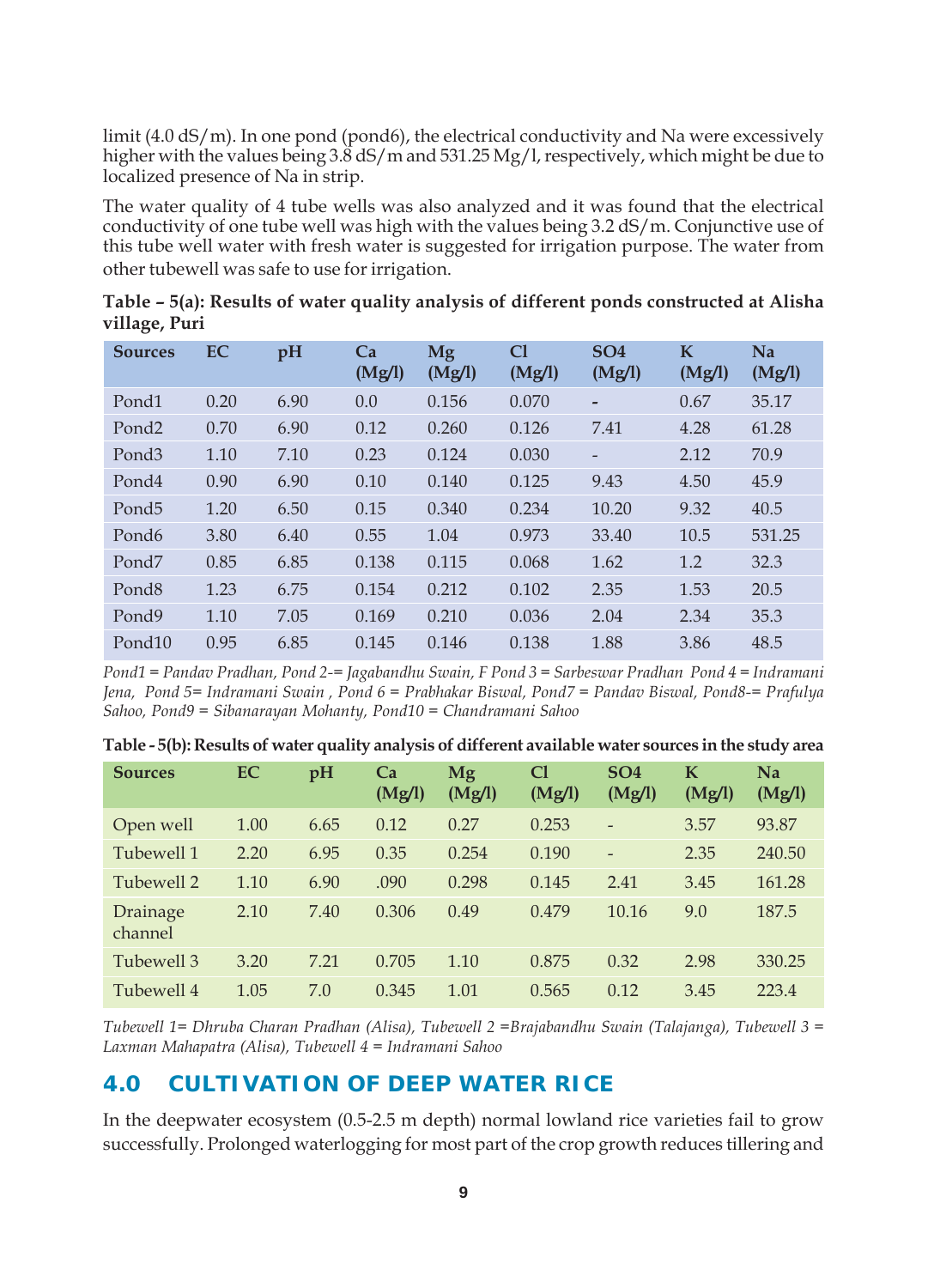limit (4.0 dS/m). In one pond (pond6), the electrical conductivity and Na were excessively higher with the values being 3.8 dS/m and 531.25 Mg/l, respectively, which might be due to localized presence of Na in strip.

The water quality of 4 tube wells was also analyzed and it was found that the electrical conductivity of one tube well was high with the values being 3.2 dS/m. Conjunctive use of this tube well water with fresh water is suggested for irrigation purpose. The water from other tubewell was safe to use for irrigation.

**Table – 5(a): Results of water quality analysis of different ponds constructed at Alisha village, Puri**

| Sources | EC | pH | Ca (Mg/l) | Mg (Mg/l) | Cl (Mg/l) | SO4 (Mg/l) | K (Mg/l) | Na (Mg/l) |
|---|---|---|---|---|---|---|---|---|
| Pond1 | 0.20 | 6.90 | 0.0 | 0.156 | 0.070 | - | 0.67 | 35.17 |
| Pond2 | 0.70 | 6.90 | 0.12 | 0.260 | 0.126 | 7.41 | 4.28 | 61.28 |
| Pond3 | 1.10 | 7.10 | 0.23 | 0.124 | 0.030 | - | 2.12 | 70.9 |
| Pond4 | 0.90 | 6.90 | 0.10 | 0.140 | 0.125 | 9.43 | 4.50 | 45.9 |
| Pond5 | 1.20 | 6.50 | 0.15 | 0.340 | 0.234 | 10.20 | 9.32 | 40.5 |
| Pond6 | 3.80 | 6.40 | 0.55 | 1.04 | 0.973 | 33.40 | 10.5 | 531.25 |
| Pond7 | 0.85 | 6.85 | 0.138 | 0.115 | 0.068 | 1.62 | 1.2 | 32.3 |
| Pond8 | 1.23 | 6.75 | 0.154 | 0.212 | 0.102 | 2.35 | 1.53 | 20.5 |
| Pond9 | 1.10 | 7.05 | 0.169 | 0.210 | 0.036 | 2.04 | 2.34 | 35.3 |
| Pond10 | 0.95 | 6.85 | 0.145 | 0.146 | 0.138 | 1.88 | 3.86 | 48.5 |

*Pond1 = Pandav Pradhan, Pond 2-= Jagabandhu Swain, F Pond 3 = Sarbeswar Pradhan Pond 4 = Indramani Jena, Pond 5= Indramani Swain , Pond 6 = Prabhakar Biswal, Pond7 = Pandav Biswal, Pond8-= Prafulya Sahoo, Pond9 = Sibanarayan Mohanty, Pond10 = Chandramani Sahoo*

**Table - 5(b): Results of water quality analysis of different available water sources in the study area**

| Sources | EC | pH | Ca (Mg/l) | Mg (Mg/l) | Cl (Mg/l) | SO4 (Mg/l) | K (Mg/l) | Na (Mg/l) |
|---|---|---|---|---|---|---|---|---|
| Open well | 1.00 | 6.65 | 0.12 | 0.27 | 0.253 | - | 3.57 | 93.87 |
| Tubewell 1 | 2.20 | 6.95 | 0.35 | 0.254 | 0.190 | - | 2.35 | 240.50 |
| Tubewell 2 | 1.10 | 6.90 | .090 | 0.298 | 0.145 | 2.41 | 3.45 | 161.28 |
| Drainage channel | 2.10 | 7.40 | 0.306 | 0.49 | 0.479 | 10.16 | 9.0 | 187.5 |
| Tubewell 3 | 3.20 | 7.21 | 0.705 | 1.10 | 0.875 | 0.32 | 2.98 | 330.25 |
| Tubewell 4 | 1.05 | 7.0 | 0.345 | 1.01 | 0.565 | 0.12 | 3.45 | 223.4 |

*Tubewell 1= Dhruba Charan Pradhan (Alisa), Tubewell 2 =Brajabandhu Swain (Talajanga), Tubewell 3 = Laxman Mahapatra (Alisa), Tubewell 4 = Indramani Sahoo*

## 4.0 CULTIVATION OF DEEP WATER RICE

In the deepwater ecosystem (0.5-2.5 m depth) normal lowland rice varieties fail to grow successfully. Prolonged waterlogging for most part of the crop growth reduces tillering and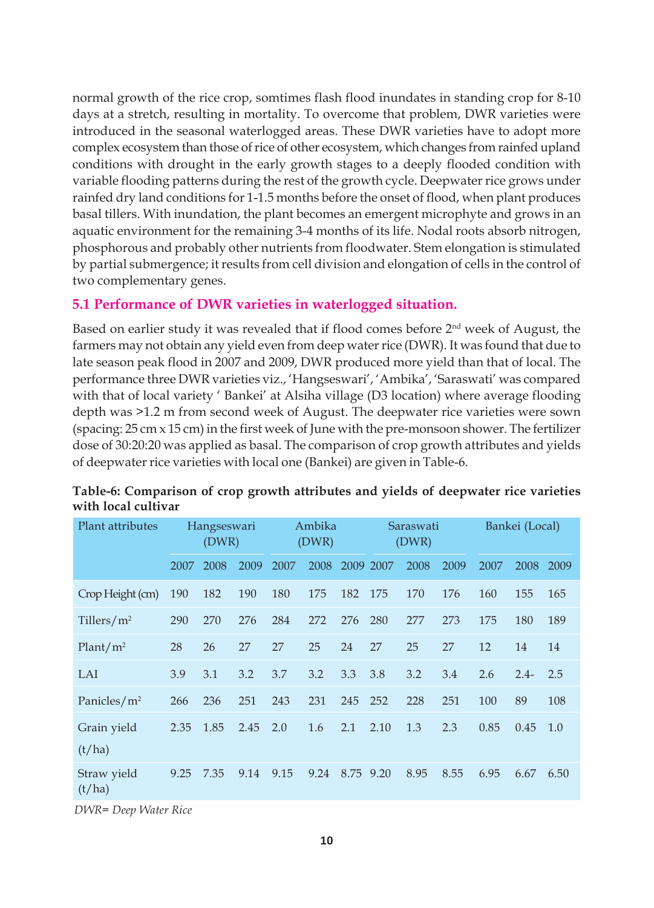normal growth of the rice crop, somtimes flash flood inundates in standing crop for 8-10 days at a stretch, resulting in mortality. To overcome that problem, DWR varieties were introduced in the seasonal waterlogged areas. These DWR varieties have to adopt more complex ecosystem than those of rice of other ecosystem, which changes from rainfed upland conditions with drought in the early growth stages to a deeply flooded condition with variable flooding patterns during the rest of the growth cycle. Deepwater rice grows under rainfed dry land conditions for 1-1.5 months before the onset of flood, when plant produces basal tillers. With inundation, the plant becomes an emergent microphyte and grows in an aquatic environment for the remaining 3-4 months of its life. Nodal roots absorb nitrogen, phosphorous and probably other nutrients from floodwater. Stem elongation is stimulated by partial submergence; it results from cell division and elongation of cells in the control of two complementary genes.

## 5.1 Performance of DWR varieties in waterlogged situation.

Based on earlier study it was revealed that if flood comes before 2nd week of August, the farmers may not obtain any yield even from deep water rice (DWR). It was found that due to late season peak flood in 2007 and 2009, DWR produced more yield than that of local. The performance three DWR varieties viz., 'Hangseswari', 'Ambika', 'Saraswati' was compared with that of local variety ' Bankei' at Alsiha village (D3 location) where average flooding depth was >1.2 m from second week of August. The deepwater rice varieties were sown (spacing: 25 cm x 15 cm) in the first week of June with the pre-monsoon shower. The fertilizer dose of 30:20:20 was applied as basal. The comparison of crop growth attributes and yields of deepwater rice varieties with local one (Bankei) are given in Table-6.

**Table-6: Comparison of crop growth attributes and yields of deepwater rice varieties with local cultivar**

| Plant attributes | Hangseswari (DWR) | | | Ambika (DWR) | | | Saraswati (DWR) | | | Bankei (Local) | | |
|---|---|---|---|---|---|---|---|---|---|---|---|---|
| | 2007 | 2008 | 2009 | 2007 | 2008 | 2009 | 2007 | 2008 | 2009 | 2007 | 2008 | 2009 |
| Crop Height (cm) | 190 | 182 | 190 | 180 | 175 | 182 | 175 | 170 | 176 | 160 | 155 | 165 |
| Tillers/m$^2$ | 290 | 270 | 276 | 284 | 272 | 276 | 280 | 277 | 273 | 175 | 180 | 189 |
| Plant/m$^2$ | 28 | 26 | 27 | 27 | 25 | 24 | 27 | 25 | 27 | 12 | 14 | 14 |
| LAI | 3.9 | 3.1 | 3.2 | 3.7 | 3.2 | 3.3 | 3.8 | 3.2 | 3.4 | 2.6 | 2.4- | 2.5 |
| Panicles/m$^2$ | 266 | 236 | 251 | 243 | 231 | 245 | 252 | 228 | 251 | 100 | 89 | 108 |
| Grain yield (t/ha) | 2.35 | 1.85 | 2.45 | 2.0 | 1.6 | 2.1 | 2.10 | 1.3 | 2.3 | 0.85 | 0.45 | 1.0 |
| Straw yield (t/ha) | 9.25 | 7.35 | 9.14 | 9.15 | 9.24 | 8.75 | 9.20 | 8.95 | 8.55 | 6.95 | 6.67 | 6.50 |

*DWR= Deep Water Rice*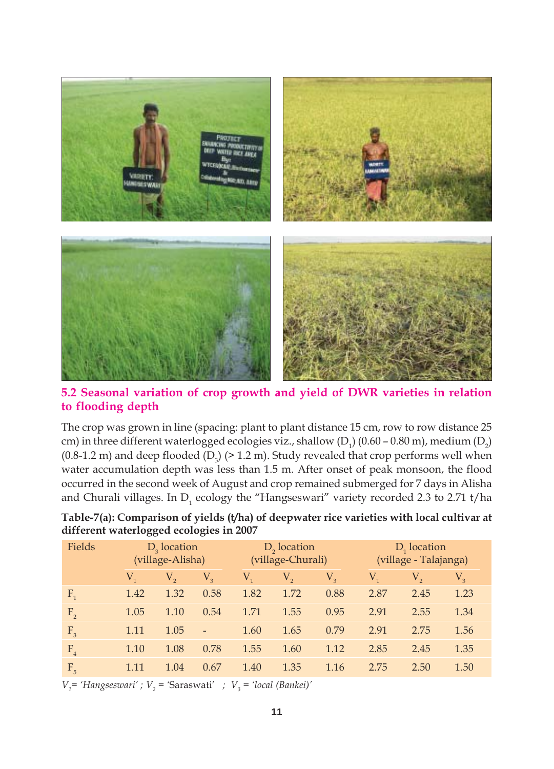## 5.2 Seasonal variation of crop growth and yield of DWR varieties in relation to flooding depth

The crop was grown in line (spacing: plant to plant distance 15 cm, row to row distance 25 cm) in three different waterlogged ecologies viz., shallow ($D_1$) (0.60 – 0.80 m), medium ($D_2$) (0.8-1.2 m) and deep flooded ($D_3$) (> 1.2 m). Study revealed that crop performs well when water accumulation depth was less than 1.5 m. After onset of peak monsoon, the flood occurred in the second week of August and crop remained submerged for 7 days in Alisha and Churali villages. In $D_1$ ecology the "Hangseswari" variety recorded 2.3 to 2.71 t/ha

**Table-7(a): Comparison of yields (t/ha) of deepwater rice varieties with local cultivar at different waterlogged ecologies in 2007**

| Fields | $D_3$ location (village-Alisha) | | | $D_2$ location (village-Churali) | | | $D_1$ location (village - Talajanga) | | |
|---|---|---|---|---|---|---|---|---|---|
| | $V_1$ | $V_2$ | $V_3$ | $V_1$ | $V_2$ | $V_3$ | $V_1$ | $V_2$ | $V_3$ |
| $F_1$ | 1.42 | 1.32 | 0.58 | 1.82 | 1.72 | 0.88 | 2.87 | 2.45 | 1.23 |
| $F_2$ | 1.05 | 1.10 | 0.54 | 1.71 | 1.55 | 0.95 | 2.91 | 2.55 | 1.34 |
| $F_3$ | 1.11 | 1.05 | - | 1.60 | 1.65 | 0.79 | 2.91 | 2.75 | 1.56 |
| $F_4$ | 1.10 | 1.08 | 0.78 | 1.55 | 1.60 | 1.12 | 2.85 | 2.45 | 1.35 |
| $F_5$ | 1.11 | 1.04 | 0.67 | 1.40 | 1.35 | 1.16 | 2.75 | 2.50 | 1.50 |

*$V_1$= 'Hangseswari' ; $V_2$ = 'Saraswati' ; $V_3$ = 'local (Bankei)'*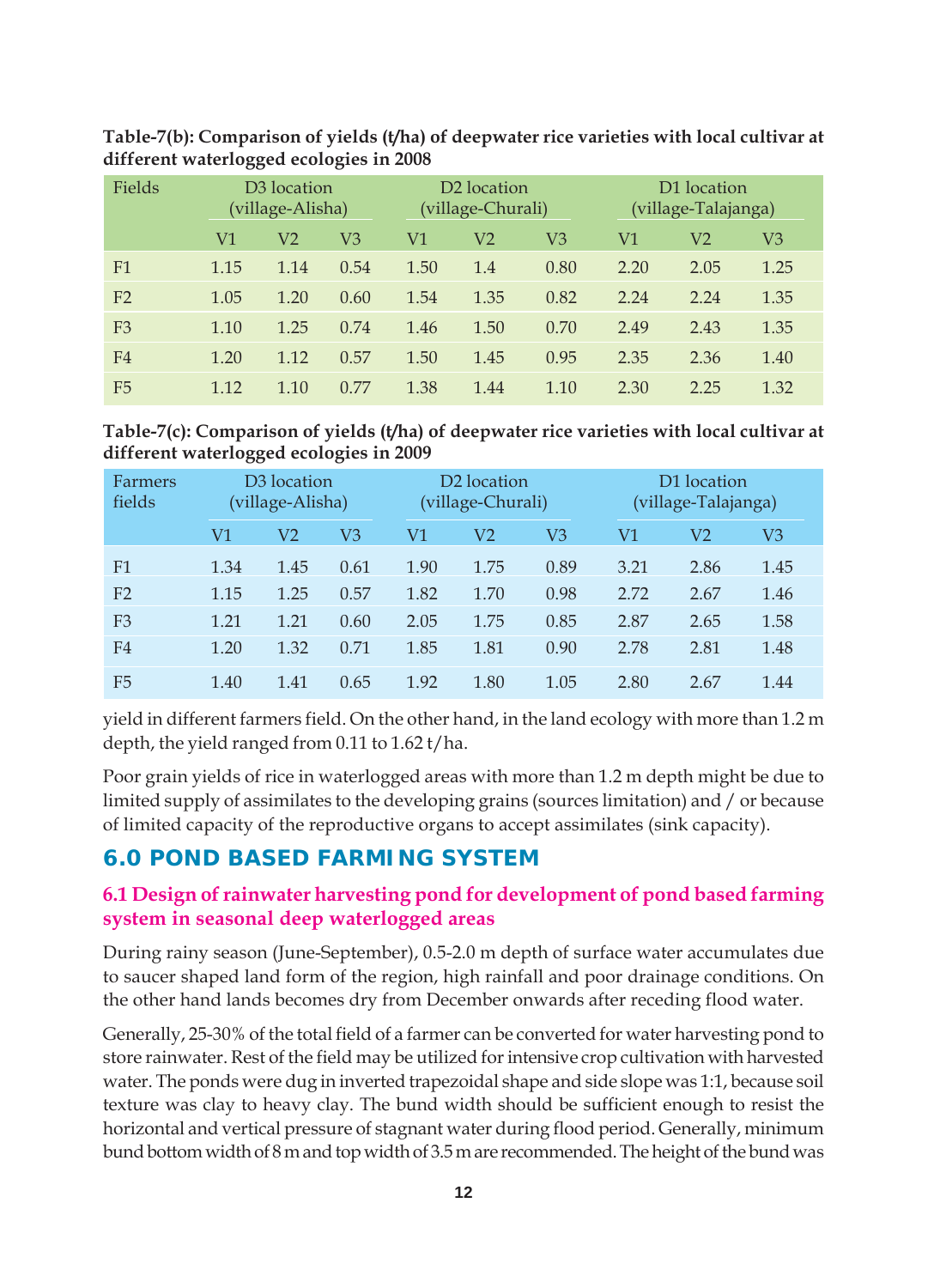**Table-7(b): Comparison of yields (t/ha) of deepwater rice varieties with local cultivar at different waterlogged ecologies in 2008**

| Fields | D3 location (village-Alisha) | | | D2 location (village-Churali) | | | D1 location (village-Talajanga) | | |
|---|---|---|---|---|---|---|---|---|---|
| | V1 | V2 | V3 | V1 | V2 | V3 | V1 | V2 | V3 |
| F1 | 1.15 | 1.14 | 0.54 | 1.50 | 1.4 | 0.80 | 2.20 | 2.05 | 1.25 |
| F2 | 1.05 | 1.20 | 0.60 | 1.54 | 1.35 | 0.82 | 2.24 | 2.24 | 1.35 |
| F3 | 1.10 | 1.25 | 0.74 | 1.46 | 1.50 | 0.70 | 2.49 | 2.43 | 1.35 |
| F4 | 1.20 | 1.12 | 0.57 | 1.50 | 1.45 | 0.95 | 2.35 | 2.36 | 1.40 |
| F5 | 1.12 | 1.10 | 0.77 | 1.38 | 1.44 | 1.10 | 2.30 | 2.25 | 1.32 |

**Table-7(c): Comparison of yields (t/ha) of deepwater rice varieties with local cultivar at different waterlogged ecologies in 2009**

| Farmers fields | D3 location (village-Alisha) | | | D2 location (village-Churali) | | | D1 location (village-Talajanga) | | |
|---|---|---|---|---|---|---|---|---|---|
| | V1 | V2 | V3 | V1 | V2 | V3 | V1 | V2 | V3 |
| F1 | 1.34 | 1.45 | 0.61 | 1.90 | 1.75 | 0.89 | 3.21 | 2.86 | 1.45 |
| F2 | 1.15 | 1.25 | 0.57 | 1.82 | 1.70 | 0.98 | 2.72 | 2.67 | 1.46 |
| F3 | 1.21 | 1.21 | 0.60 | 2.05 | 1.75 | 0.85 | 2.87 | 2.65 | 1.58 |
| F4 | 1.20 | 1.32 | 0.71 | 1.85 | 1.81 | 0.90 | 2.78 | 2.81 | 1.48 |
| F5 | 1.40 | 1.41 | 0.65 | 1.92 | 1.80 | 1.05 | 2.80 | 2.67 | 1.44 |

yield in different farmers field. On the other hand, in the land ecology with more than 1.2 m depth, the yield ranged from 0.11 to 1.62 t/ha.

Poor grain yields of rice in waterlogged areas with more than 1.2 m depth might be due to limited supply of assimilates to the developing grains (sources limitation) and / or because of limited capacity of the reproductive organs to accept assimilates (sink capacity).

## 6.0 POND BASED FARMING SYSTEM

### 6.1 Design of rainwater harvesting pond for development of pond based farming system in seasonal deep waterlogged areas

During rainy season (June-September), 0.5-2.0 m depth of surface water accumulates due to saucer shaped land form of the region, high rainfall and poor drainage conditions. On the other hand lands becomes dry from December onwards after receding flood water.

Generally, 25-30% of the total field of a farmer can be converted for water harvesting pond to store rainwater. Rest of the field may be utilized for intensive crop cultivation with harvested water. The ponds were dug in inverted trapezoidal shape and side slope was 1:1, because soil texture was clay to heavy clay. The bund width should be sufficient enough to resist the horizontal and vertical pressure of stagnant water during flood period. Generally, minimum bund bottom width of 8 m and top width of 3.5 m are recommended. The height of the bund was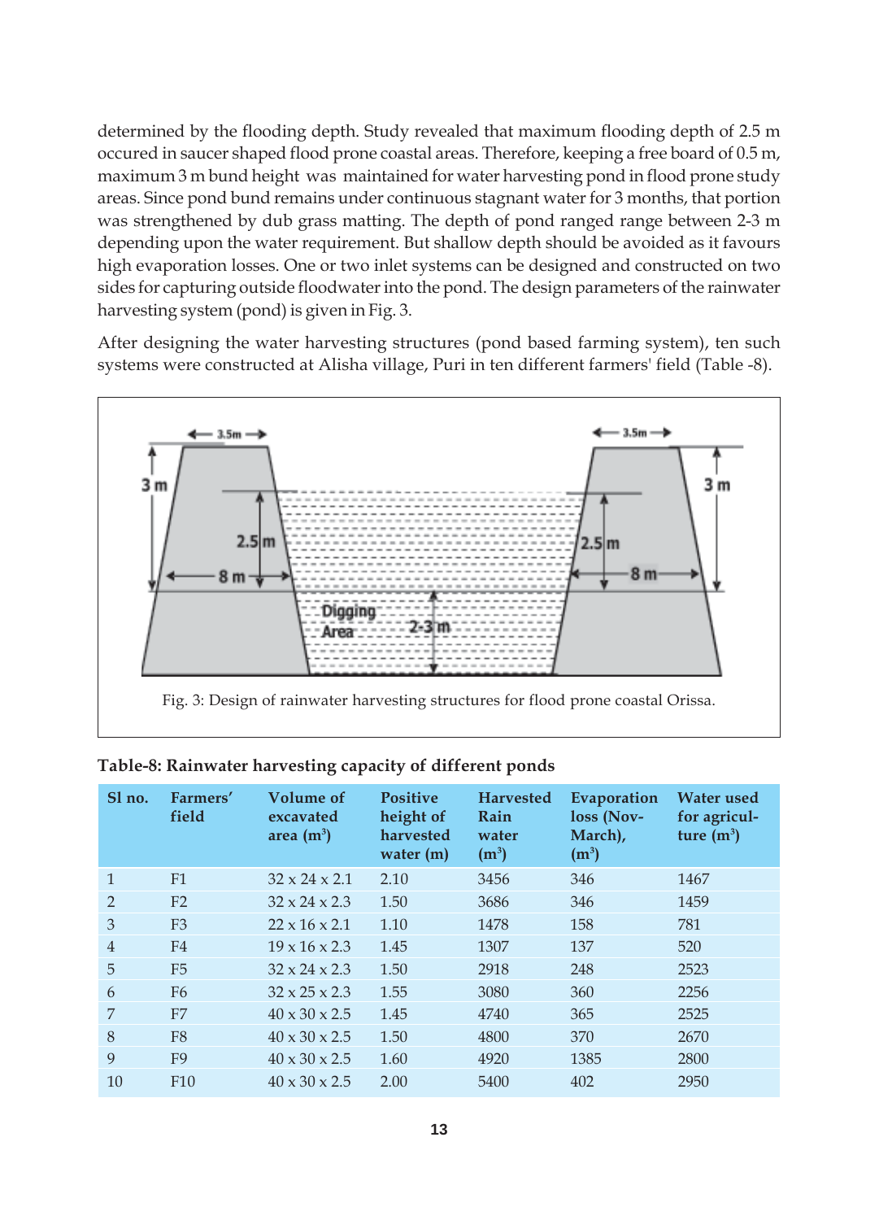determined by the flooding depth. Study revealed that maximum flooding depth of 2.5 m occured in saucer shaped flood prone coastal areas. Therefore, keeping a free board of 0.5 m, maximum 3 m bund height was maintained for water harvesting pond in flood prone study areas. Since pond bund remains under continuous stagnant water for 3 months, that portion was strengthened by dub grass matting. The depth of pond ranged range between 2-3 m depending upon the water requirement. But shallow depth should be avoided as it favours high evaporation losses. One or two inlet systems can be designed and constructed on two sides for capturing outside floodwater into the pond. The design parameters of the rainwater harvesting system (pond) is given in Fig. 3.

After designing the water harvesting structures (pond based farming system), ten such systems were constructed at Alisha village, Puri in ten different farmers' field (Table -8).

Fig. 3: Design of rainwater harvesting structures for flood prone coastal Orissa.

**Table-8: Rainwater harvesting capacity of different ponds**

| Sl no. | Farmers' field | Volume of excavated area ($m^3$) | Positive height of harvested water (m) | Harvested Rain water ($m^3$) | Evaporation loss (Nov-March), ($m^3$) | Water used for agriculture ($m^3$) |
|---|---|---|---|---|---|---|
| 1 | F1 | 32 x 24 x 2.1 | 2.10 | 3456 | 346 | 1467 |
| 2 | F2 | 32 x 24 x 2.3 | 1.50 | 3686 | 346 | 1459 |
| 3 | F3 | 22 x 16 x 2.1 | 1.10 | 1478 | 158 | 781 |
| 4 | F4 | 19 x 16 x 2.3 | 1.45 | 1307 | 137 | 520 |
| 5 | F5 | 32 x 24 x 2.3 | 1.50 | 2918 | 248 | 2523 |
| 6 | F6 | 32 x 25 x 2.3 | 1.55 | 3080 | 360 | 2256 |
| 7 | F7 | 40 x 30 x 2.5 | 1.45 | 4740 | 365 | 2525 |
| 8 | F8 | 40 x 30 x 2.5 | 1.50 | 4800 | 370 | 2670 |
| 9 | F9 | 40 x 30 x 2.5 | 1.60 | 4920 | 1385 | 2800 |
| 10 | F10 | 40 x 30 x 2.5 | 2.00 | 5400 | 402 | 2950 |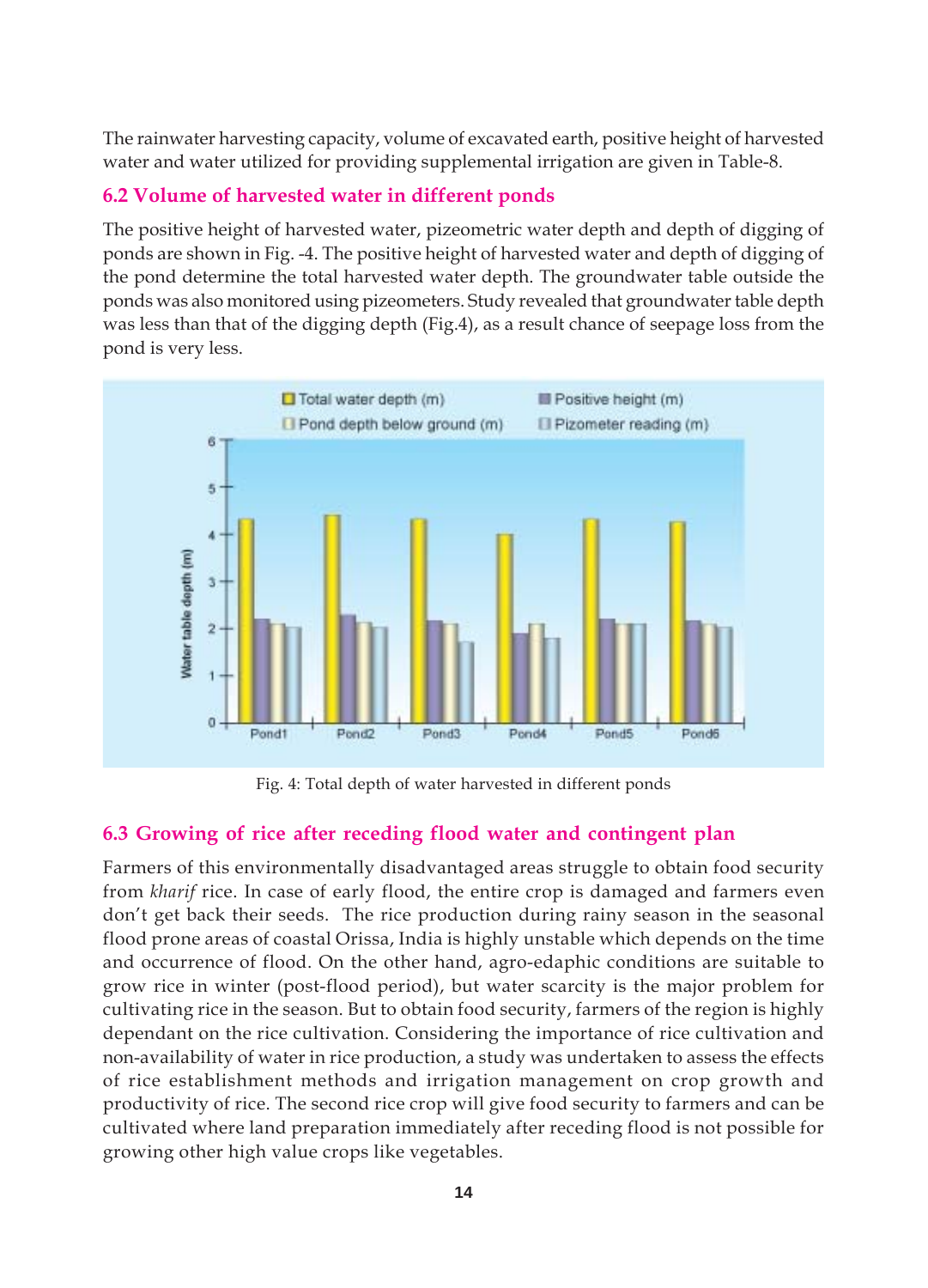The rainwater harvesting capacity, volume of excavated earth, positive height of harvested water and water utilized for providing supplemental irrigation are given in Table-8.

## 6.2 Volume of harvested water in different ponds

The positive height of harvested water, pizeometric water depth and depth of digging of ponds are shown in Fig. -4. The positive height of harvested water and depth of digging of the pond determine the total harvested water depth. The groundwater table outside the ponds was also monitored using pizeometers. Study revealed that groundwater table depth was less than that of the digging depth (Fig.4), as a result chance of seepage loss from the pond is very less.

Fig. 4: Total depth of water harvested in different ponds

## 6.3 Growing of rice after receding flood water and contingent plan

Farmers of this environmentally disadvantaged areas struggle to obtain food security from *kharif* rice. In case of early flood, the entire crop is damaged and farmers even don't get back their seeds. The rice production during rainy season in the seasonal flood prone areas of coastal Orissa, India is highly unstable which depends on the time and occurrence of flood. On the other hand, agro-edaphic conditions are suitable to grow rice in winter (post-flood period), but water scarcity is the major problem for cultivating rice in the season. But to obtain food security, farmers of the region is highly dependant on the rice cultivation. Considering the importance of rice cultivation and non-availability of water in rice production, a study was undertaken to assess the effects of rice establishment methods and irrigation management on crop growth and productivity of rice. The second rice crop will give food security to farmers and can be cultivated where land preparation immediately after receding flood is not possible for growing other high value crops like vegetables.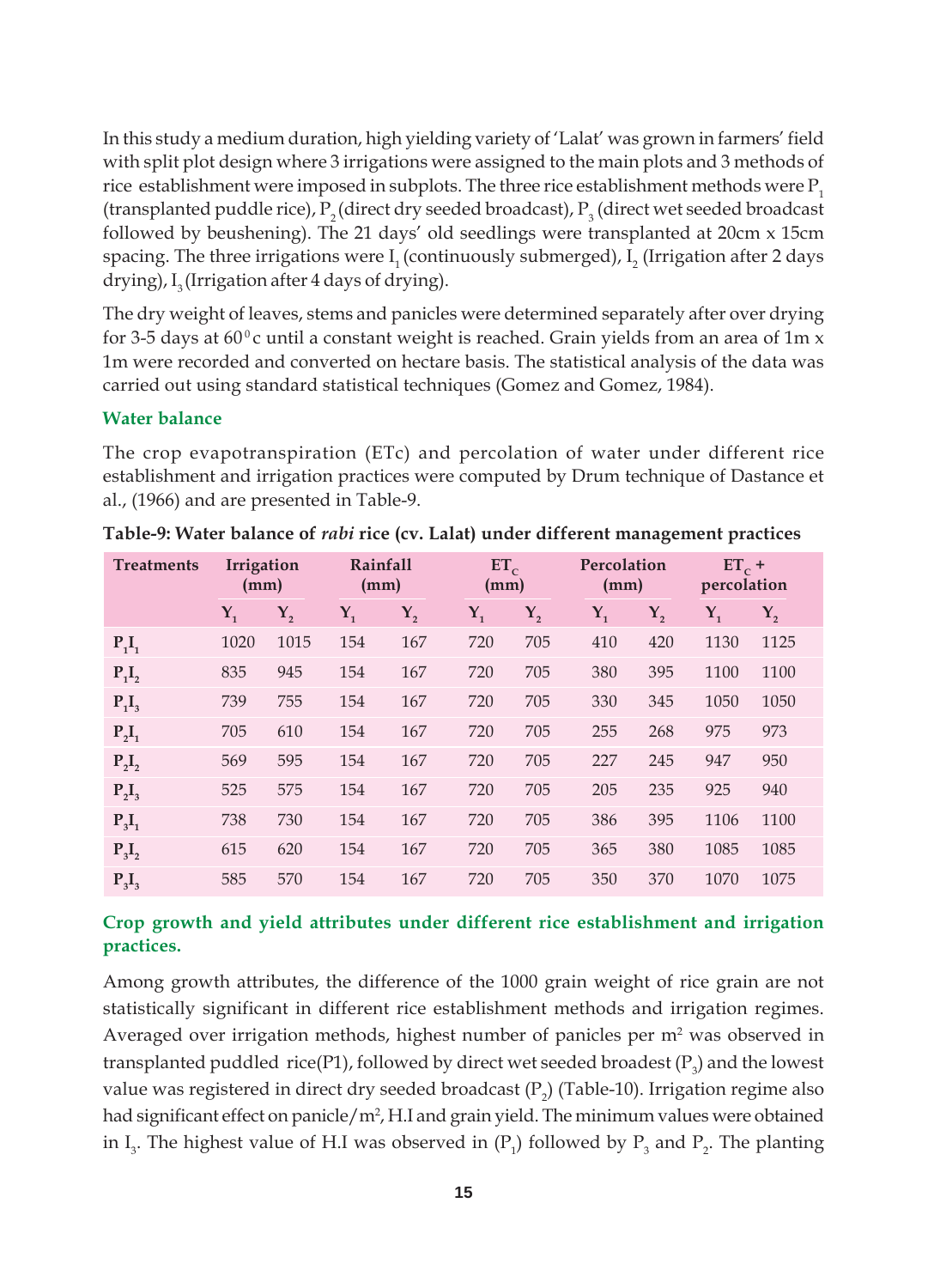In this study a medium duration, high yielding variety of 'Lalat' was grown in farmers' field with split plot design where 3 irrigations were assigned to the main plots and 3 methods of rice establishment were imposed in subplots. The three rice establishment methods were $P_1$ (transplanted puddle rice), $P_2$ (direct dry seeded broadcast), $P_3$ (direct wet seeded broadcast followed by beushening). The 21 days' old seedlings were transplanted at 20cm x 15cm spacing. The three irrigations were $I_1$ (continuously submerged), $I_2$ (Irrigation after 2 days drying), $I_3$ (Irrigation after 4 days of drying).

The dry weight of leaves, stems and panicles were determined separately after over drying for 3-5 days at $60^0$c until a constant weight is reached. Grain yields from an area of 1m x 1m were recorded and converted on hectare basis. The statistical analysis of the data was carried out using standard statistical techniques (Gomez and Gomez, 1984).

### Water balance

The crop evapotranspiration (ETc) and percolation of water under different rice establishment and irrigation practices were computed by Drum technique of Dastance et al., (1966) and are presented in Table-9.

**Table-9: Water balance of *rabi* rice (cv. Lalat) under different management practices**

| Treatments | Irrigation (mm) | | Rainfall (mm) | | $ET_C$ (mm) | | Percolation (mm) | | $ET_C$ + percolation | |
|---|---|---|---|---|---|---|---|---|---|---|
| | $Y_1$ | $Y_2$ | $Y_1$ | $Y_2$ | $Y_1$ | $Y_2$ | $Y_1$ | $Y_2$ | $Y_1$ | $Y_2$ |
| $P_1I_1$ | 1020 | 1015 | 154 | 167 | 720 | 705 | 410 | 420 | 1130 | 1125 |
| $P_1I_2$ | 835 | 945 | 154 | 167 | 720 | 705 | 380 | 395 | 1100 | 1100 |
| $P_1I_3$ | 739 | 755 | 154 | 167 | 720 | 705 | 330 | 345 | 1050 | 1050 |
| $P_2I_1$ | 705 | 610 | 154 | 167 | 720 | 705 | 255 | 268 | 975 | 973 |
| $P_2I_2$ | 569 | 595 | 154 | 167 | 720 | 705 | 227 | 245 | 947 | 950 |
| $P_2I_3$ | 525 | 575 | 154 | 167 | 720 | 705 | 205 | 235 | 925 | 940 |
| $P_3I_1$ | 738 | 730 | 154 | 167 | 720 | 705 | 386 | 395 | 1106 | 1100 |
| $P_3I_2$ | 615 | 620 | 154 | 167 | 720 | 705 | 365 | 380 | 1085 | 1085 |
| $P_3I_3$ | 585 | 570 | 154 | 167 | 720 | 705 | 350 | 370 | 1070 | 1075 |

### Crop growth and yield attributes under different rice establishment and irrigation practices.

Among growth attributes, the difference of the 1000 grain weight of rice grain are not statistically significant in different rice establishment methods and irrigation regimes. Averaged over irrigation methods, highest number of panicles per $m^2$ was observed in transplanted puddled rice(P1), followed by direct wet seeded broadest ($P_3$) and the lowest value was registered in direct dry seeded broadcast ($P_2$) (Table-10). Irrigation regime also had significant effect on panicle/$m^2$, H.I and grain yield. The minimum values were obtained in $I_3$. The highest value of H.I was observed in ($P_1$) followed by $P_3$ and $P_2$. The planting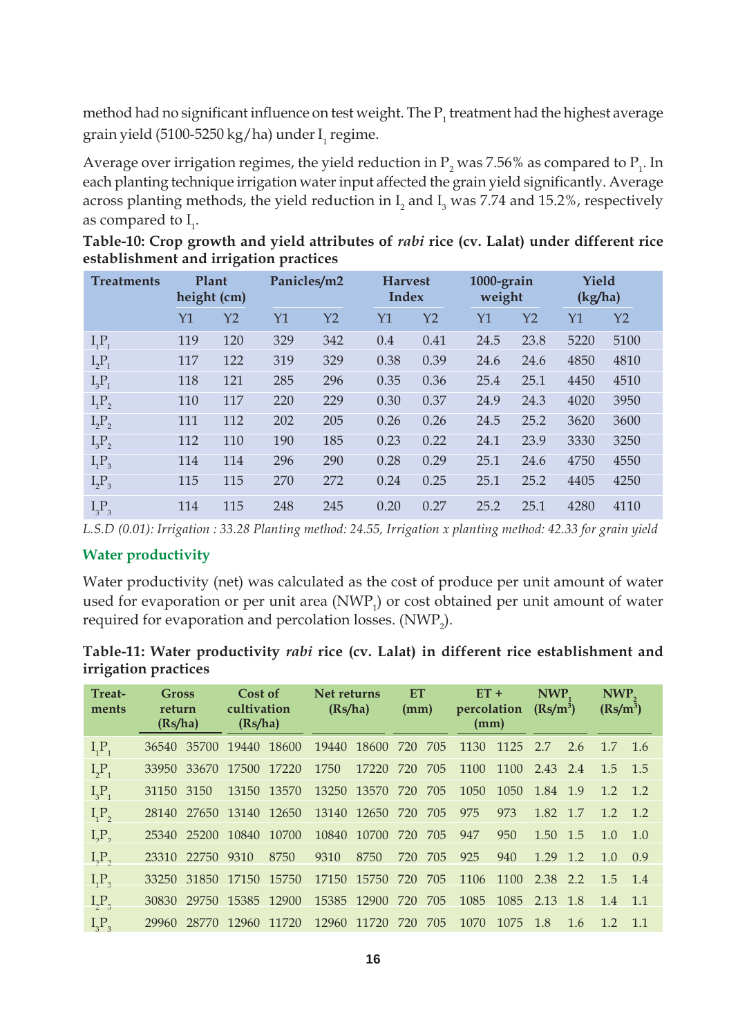method had no significant influence on test weight. The $P_1$ treatment had the highest average grain yield (5100-5250 kg/ha) under $I_1$ regime.

Average over irrigation regimes, the yield reduction in $P_2$ was 7.56% as compared to $P_1$. In each planting technique irrigation water input affected the grain yield significantly. Average across planting methods, the yield reduction in $I_2$ and $I_3$ was 7.74 and 15.2%, respectively as compared to $I_1$.

**Table-10: Crop growth and yield attributes of *rabi* rice (cv. Lalat) under different rice establishment and irrigation practices**

| Treatments | Plant height (cm) | | Panicles/m2 | | Harvest Index | | 1000-grain weight | | Yield (kg/ha) | |
|---|---|---|---|---|---|---|---|---|---|---|
| | Y1 | Y2 | Y1 | Y2 | Y1 | Y2 | Y1 | Y2 | Y1 | Y2 |
| $I_1P_1$ | 119 | 120 | 329 | 342 | 0.4 | 0.41 | 24.5 | 23.8 | 5220 | 5100 |
| $I_2P_1$ | 117 | 122 | 319 | 329 | 0.38 | 0.39 | 24.6 | 24.6 | 4850 | 4810 |
| $I_3P_1$ | 118 | 121 | 285 | 296 | 0.35 | 0.36 | 25.4 | 25.1 | 4450 | 4510 |
| $I_1P_2$ | 110 | 117 | 220 | 229 | 0.30 | 0.37 | 24.9 | 24.3 | 4020 | 3950 |
| $I_2P_2$ | 111 | 112 | 202 | 205 | 0.26 | 0.26 | 24.5 | 25.2 | 3620 | 3600 |
| $I_3P_2$ | 112 | 110 | 190 | 185 | 0.23 | 0.22 | 24.1 | 23.9 | 3330 | 3250 |
| $I_1P_3$ | 114 | 114 | 296 | 290 | 0.28 | 0.29 | 25.1 | 24.6 | 4750 | 4550 |
| $I_2P_3$ | 115 | 115 | 270 | 272 | 0.24 | 0.25 | 25.1 | 25.2 | 4405 | 4250 |
| $I_3P_3$ | 114 | 115 | 248 | 245 | 0.20 | 0.27 | 25.2 | 25.1 | 4280 | 4110 |

*L.S.D (0.01): Irrigation : 33.28 Planting method: 24.55, Irrigation x planting method: 42.33 for grain yield*

### Water productivity

Water productivity (net) was calculated as the cost of produce per unit amount of water used for evaporation or per unit area ($NWP_1$) or cost obtained per unit amount of water required for evaporation and percolation losses. ($NWP_2$).

**Table-11: Water productivity *rabi* rice (cv. Lalat) in different rice establishment and irrigation practices**

| Treat-ments | Gross return (Rs/ha) | | Cost of cultivation (Rs/ha) | | Net returns (Rs/ha) | | ET (mm) | | ET + percolation (mm) | | $NWP_1$ (Rs/m$^3$) | | $NWP_2$ (Rs/m$^3$) | |
|---|---|---|---|---|---|---|---|---|---|---|---|---|---|---|
| $I_1P_1$ | 36540 | 35700 | 19440 | 18600 | 19440 | 18600 | 720 | 705 | 1130 | 1125 | 2.7 | 2.6 | 1.7 | 1.6 |
| $I_2P_1$ | 33950 | 33670 | 17500 | 17220 | 1750 | 17220 | 720 | 705 | 1100 | 1100 | 2.43 | 2.4 | 1.5 | 1.5 |
| $I_3P_1$ | 31150 | 3150 | 13150 | 13570 | 13250 | 13570 | 720 | 705 | 1050 | 1050 | 1.84 | 1.9 | 1.2 | 1.2 |
| $I_1P_2$ | 28140 | 27650 | 13140 | 12650 | 13140 | 12650 | 720 | 705 | 975 | 973 | 1.82 | 1.7 | 1.2 | 1.2 |
| $I_2P_2$ | 25340 | 25200 | 10840 | 10700 | 10840 | 10700 | 720 | 705 | 947 | 950 | 1.50 | 1.5 | 1.0 | 1.0 |
| $I_3P_2$ | 23310 | 22750 | 9310 | 8750 | 9310 | 8750 | 720 | 705 | 925 | 940 | 1.29 | 1.2 | 1.0 | 0.9 |
| $I_1P_3$ | 33250 | 31850 | 17150 | 15750 | 17150 | 15750 | 720 | 705 | 1106 | 1100 | 2.38 | 2.2 | 1.5 | 1.4 |
| $I_2P_3$ | 30830 | 29750 | 15385 | 12900 | 15385 | 12900 | 720 | 705 | 1085 | 1085 | 2.13 | 1.8 | 1.4 | 1.1 |
| $I_3P_3$ | 29960 | 28770 | 12960 | 11720 | 12960 | 11720 | 720 | 705 | 1070 | 1075 | 1.8 | 1.6 | 1.2 | 1.1 |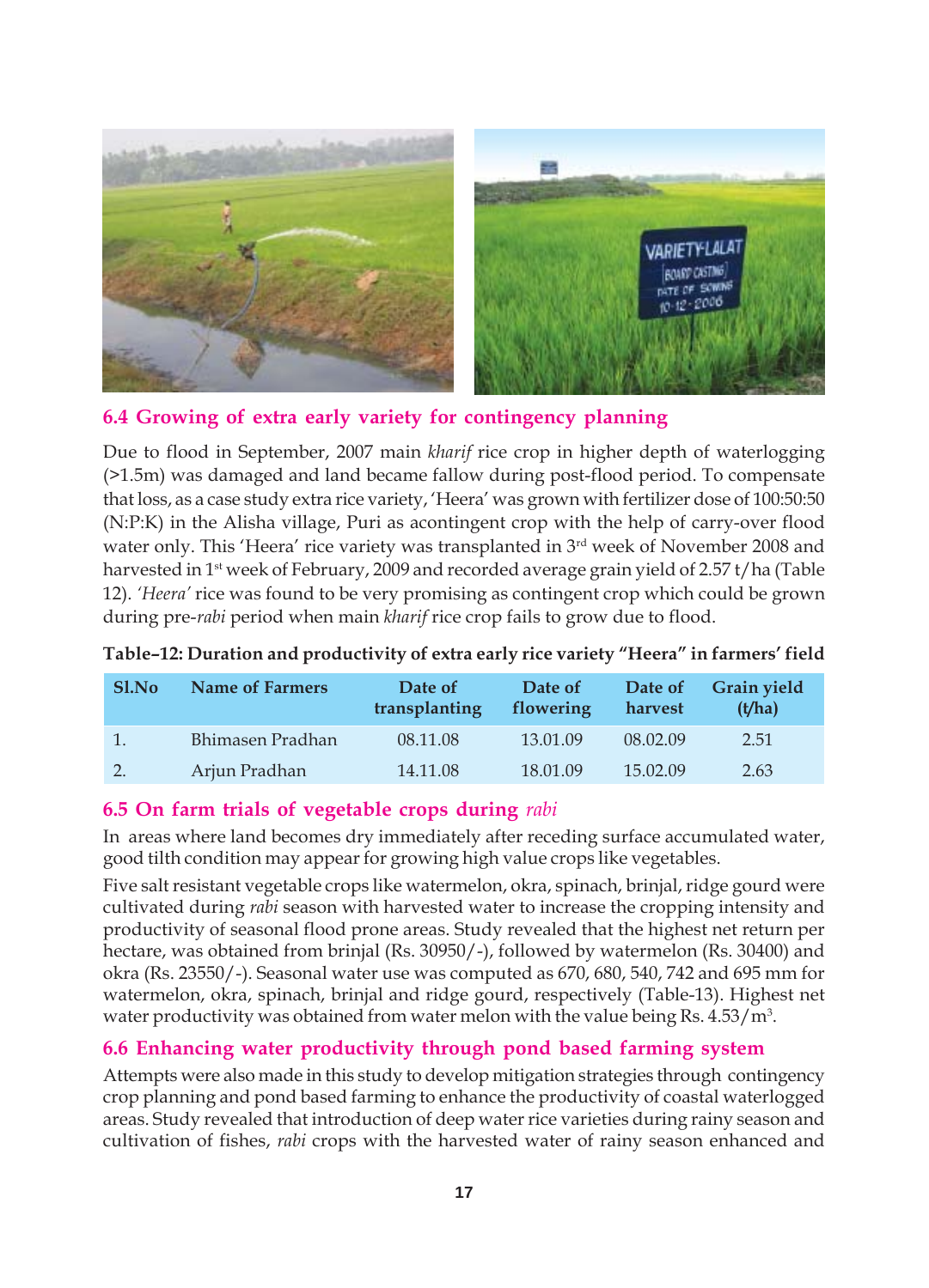## 6.4 Growing of extra early variety for contingency planning

Due to flood in September, 2007 main *kharif* rice crop in higher depth of waterlogging (>1.5m) was damaged and land became fallow during post-flood period. To compensate that loss, as a case study extra rice variety, 'Heera' was grown with fertilizer dose of 100:50:50 (N:P:K) in the Alisha village, Puri as acontingent crop with the help of carry-over flood water only. This 'Heera' rice variety was transplanted in 3rd week of November 2008 and harvested in 1st week of February, 2009 and recorded average grain yield of 2.57 t/ha (Table 12). *'Heera'* rice was found to be very promising as contingent crop which could be grown during pre-*rabi* period when main *kharif* rice crop fails to grow due to flood.

**Table–12: Duration and productivity of extra early rice variety "Heera" in farmers' field**

| Sl.No | Name of Farmers | Date of transplanting | Date of flowering | Date of harvest | Grain yield (t/ha) |
|---|---|---|---|---|---|
| 1. | Bhimasen Pradhan | 08.11.08 | 13.01.09 | 08.02.09 | 2.51 |
| 2. | Arjun Pradhan | 14.11.08 | 18.01.09 | 15.02.09 | 2.63 |

## 6.5 On farm trials of vegetable crops during *rabi*

In areas where land becomes dry immediately after receding surface accumulated water, good tilth condition may appear for growing high value crops like vegetables.

Five salt resistant vegetable crops like watermelon, okra, spinach, brinjal, ridge gourd were cultivated during *rabi* season with harvested water to increase the cropping intensity and productivity of seasonal flood prone areas. Study revealed that the highest net return per hectare, was obtained from brinjal (Rs. 30950/-), followed by watermelon (Rs. 30400) and okra (Rs. 23550/-). Seasonal water use was computed as 670, 680, 540, 742 and 695 mm for watermelon, okra, spinach, brinjal and ridge gourd, respectively (Table-13). Highest net water productivity was obtained from water melon with the value being Rs. 4.53/$m^3$.

## 6.6 Enhancing water productivity through pond based farming system

Attempts were also made in this study to develop mitigation strategies through contingency crop planning and pond based farming to enhance the productivity of coastal waterlogged areas. Study revealed that introduction of deep water rice varieties during rainy season and cultivation of fishes, *rabi* crops with the harvested water of rainy season enhanced and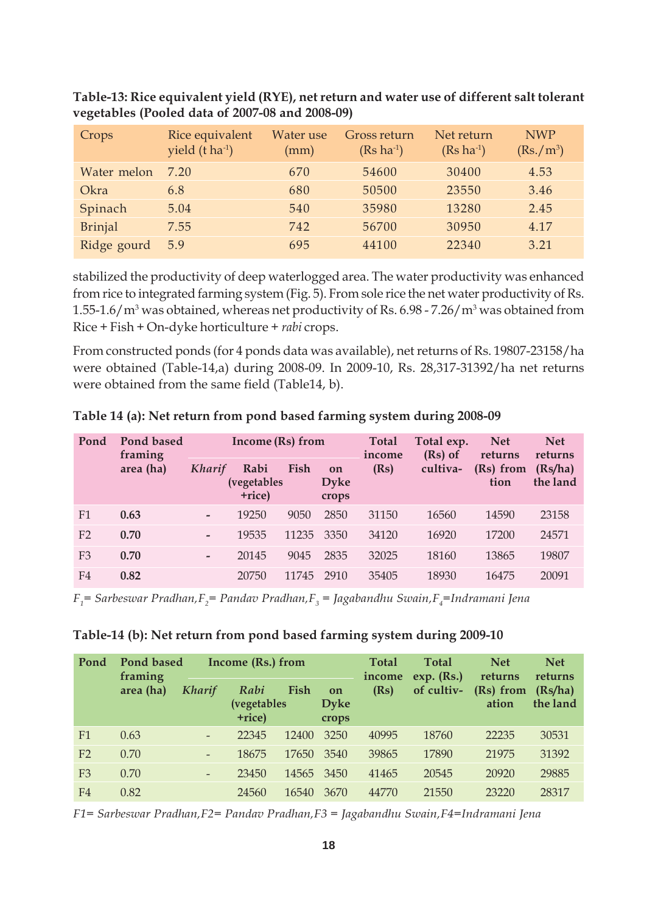**Table-13: Rice equivalent yield (RYE), net return and water use of different salt tolerant vegetables (Pooled data of 2007-08 and 2008-09)**

| Crops | Rice equivalent yield (t $ha^{-1}$) | Water use (mm) | Gross return (Rs $ha^{-1}$) | Net return (Rs $ha^{-1}$) | NWP (Rs./$m^3$) |
|---|---|---|---|---|---|
| Water melon | 7.20 | 670 | 54600 | 30400 | 4.53 |
| Okra | 6.8 | 680 | 50500 | 23550 | 3.46 |
| Spinach | 5.04 | 540 | 35980 | 13280 | 2.45 |
| Brinjal | 7.55 | 742 | 56700 | 30950 | 4.17 |
| Ridge gourd | 5.9 | 695 | 44100 | 22340 | 3.21 |

stabilized the productivity of deep waterlogged area. The water productivity was enhanced from rice to integrated farming system (Fig. 5). From sole rice the net water productivity of Rs. 1.55-1.6/$m^3$ was obtained, whereas net productivity of Rs. 6.98 - 7.26/$m^3$ was obtained from Rice + Fish + On-dyke horticulture + *rabi* crops.

From constructed ponds (for 4 ponds data was available), net returns of Rs. 19807-23158/ha were obtained (Table-14,a) during 2008-09. In 2009-10, Rs. 28,317-31392/ha net returns were obtained from the same field (Table14, b).

**Table 14 (a): Net return from pond based farming system during 2008-09**

| Pond | Pond based framing area (ha) | Income (Rs) from | | | | Total income (Rs) | Total exp. (Rs) of cultiva-tion | Net returns (Rs) from | Net returns (Rs/ha) the land |
|---|---|---|---|---|---|---|---|---|---|
| | | *Kharif* | Rabi (vegetables +rice) | Fish | on Dyke crops | | | | |
| F1 | **0.63** | - | 19250 | 9050 | 2850 | 31150 | 16560 | 14590 | 23158 |
| F2 | **0.70** | - | 19535 | 11235 | 3350 | 34120 | 16920 | 17200 | 24571 |
| F3 | **0.70** | - | 20145 | 9045 | 2835 | 32025 | 18160 | 13865 | 19807 |
| F4 | **0.82** | | 20750 | 11745 | 2910 | 35405 | 18930 | 16475 | 20091 |

*$F_1$= Sarbeswar Pradhan, $F_2$= Pandav Pradhan, $F_3$ = Jagabandhu Swain, $F_4$=Indramani Jena*

**Table-14 (b): Net return from pond based farming system during 2009-10**

| Pond | Pond based framing area (ha) | Income (Rs.) from | | | | Total income (Rs) | Total exp. (Rs.) of cultiv-ation | Net returns (Rs) from | Net returns (Rs/ha) the land |
|---|---|---|---|---|---|---|---|---|---|
| | | *Kharif* | *Rabi* (vegetables +rice) | Fish | on Dyke crops | | | | |
| F1 | 0.63 | - | 22345 | 12400 | 3250 | 40995 | 18760 | 22235 | 30531 |
| F2 | 0.70 | - | 18675 | 17650 | 3540 | 39865 | 17890 | 21975 | 31392 |
| F3 | 0.70 | - | 23450 | 14565 | 3450 | 41465 | 20545 | 20920 | 29885 |
| F4 | 0.82 | | 24560 | 16540 | 3670 | 44770 | 21550 | 23220 | 28317 |

*F1= Sarbeswar Pradhan, F2= Pandav Pradhan, F3 = Jagabandhu Swain, F4=Indramani Jena*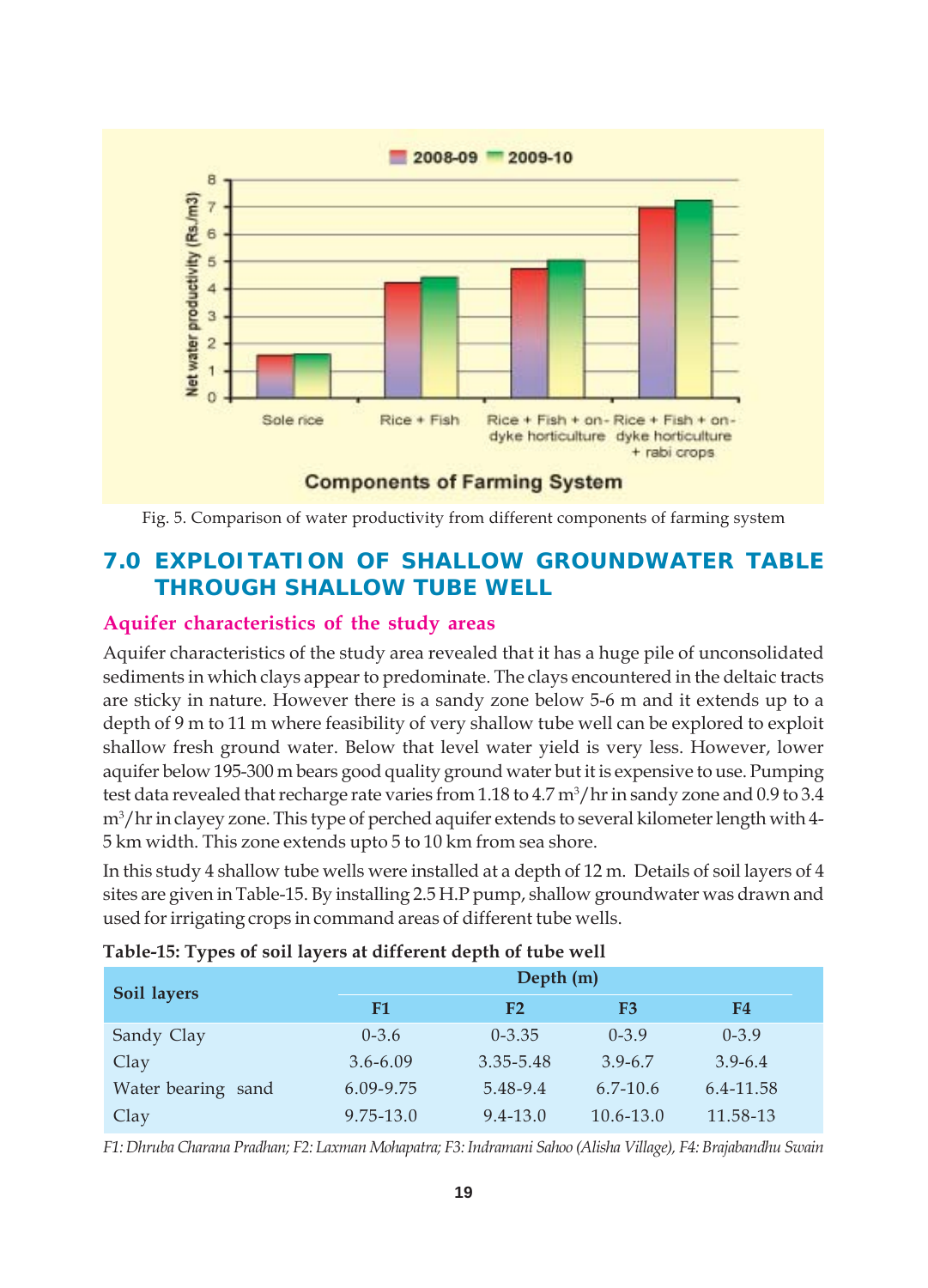Fig. 5. Comparison of water productivity from different components of farming system

## 7.0 EXPLOITATION OF SHALLOW GROUNDWATER TABLE THROUGH SHALLOW TUBE WELL

### Aquifer characteristics of the study areas

Aquifer characteristics of the study area revealed that it has a huge pile of unconsolidated sediments in which clays appear to predominate. The clays encountered in the deltaic tracts are sticky in nature. However there is a sandy zone below 5-6 m and it extends up to a depth of 9 m to 11 m where feasibility of very shallow tube well can be explored to exploit shallow fresh ground water. Below that level water yield is very less. However, lower aquifer below 195-300 m bears good quality ground water but it is expensive to use. Pumping test data revealed that recharge rate varies from 1.18 to 4.7 $m^3$/hr in sandy zone and 0.9 to 3.4 $m^3$/hr in clayey zone. This type of perched aquifer extends to several kilometer length with 4-5 km width. This zone extends upto 5 to 10 km from sea shore.

In this study 4 shallow tube wells were installed at a depth of 12 m. Details of soil layers of 4 sites are given in Table-15. By installing 2.5 H.P pump, shallow groundwater was drawn and used for irrigating crops in command areas of different tube wells.

**Table-15: Types of soil layers at different depth of tube well**

| Soil layers | Depth (m) | | | |
|---|---|---|---|---|
| | F1 | F2 | F3 | F4 |
| Sandy Clay | 0-3.6 | 0-3.35 | 0-3.9 | 0-3.9 |
| Clay | 3.6-6.09 | 3.35-5.48 | 3.9-6.7 | 3.9-6.4 |
| Water bearing sand | 6.09-9.75 | 5.48-9.4 | 6.7-10.6 | 6.4-11.58 |
| Clay | 9.75-13.0 | 9.4-13.0 | 10.6-13.0 | 11.58-13 |

*F1: Dhruba Charana Pradhan; F2: Laxman Mohapatra; F3: Indramani Sahoo (Alisha Village), F4: Brajabandhu Swain*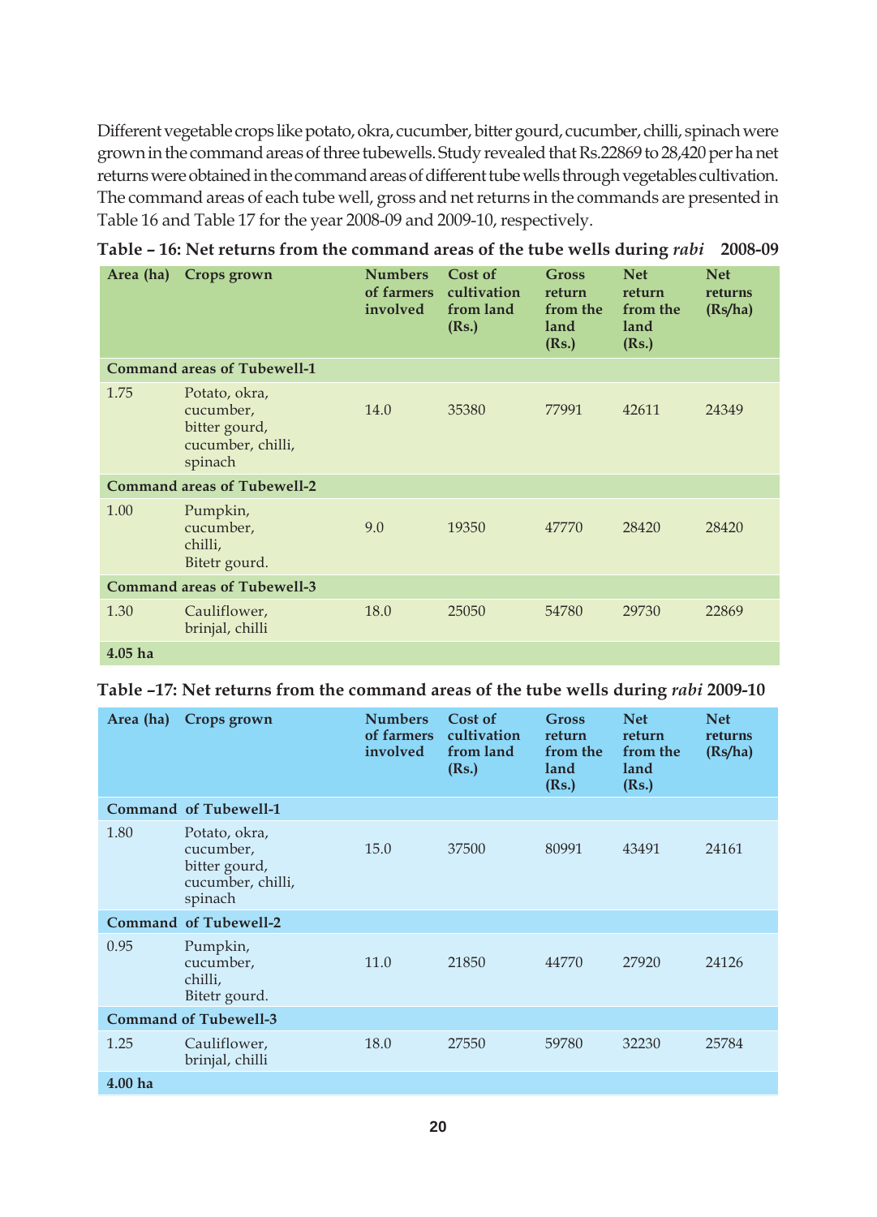Different vegetable crops like potato, okra, cucumber, bitter gourd, cucumber, chilli, spinach were grown in the command areas of three tubewells. Study revealed that Rs.22869 to 28,420 per ha net returns were obtained in the command areas of different tube wells through vegetables cultivation. The command areas of each tube well, gross and net returns in the commands are presented in Table 16 and Table 17 for the year 2008-09 and 2009-10, respectively.

**Table – 16: Net returns from the command areas of the tube wells during *rabi* 2008-09**

| Area (ha) | Crops grown | Numbers of farmers involved | Cost of cultivation from land (Rs.) | Gross return from the land (Rs.) | Net return from the land (Rs.) | Net returns (Rs/ha) |
|---|---|---|---|---|---|---|
| **Command areas of Tubewell-1** | | | | | | |
| 1.75 | Potato, okra, cucumber, bitter gourd, cucumber, chilli, spinach | 14.0 | 35380 | 77991 | 42611 | 24349 |
| **Command areas of Tubewell-2** | | | | | | |
| 1.00 | Pumpkin, cucumber, chilli, Bitetr gourd. | 9.0 | 19350 | 47770 | 28420 | 28420 |
| **Command areas of Tubewell-3** | | | | | | |
| 1.30 | Cauliflower, brinjal, chilli | 18.0 | 25050 | 54780 | 29730 | 22869 |
| **4.05 ha** | | | | | | |

**Table –17: Net returns from the command areas of the tube wells during *rabi* 2009-10**

| Area (ha) | Crops grown | Numbers of farmers involved | Cost of cultivation from land (Rs.) | Gross return from the land (Rs.) | Net return from the land (Rs.) | Net returns (Rs/ha) |
|---|---|---|---|---|---|---|
| **Command of Tubewell-1** | | | | | | |
| 1.80 | Potato, okra, cucumber, bitter gourd, cucumber, chilli, spinach | 15.0 | 37500 | 80991 | 43491 | 24161 |
| **Command of Tubewell-2** | | | | | | |
| 0.95 | Pumpkin, cucumber, chilli, Bitetr gourd. | 11.0 | 21850 | 44770 | 27920 | 24126 |
| **Command of Tubewell-3** | | | | | | |
| 1.25 | Cauliflower, brinjal, chilli | 18.0 | 27550 | 59780 | 32230 | 25784 |
| **4.00 ha** | | | | | | |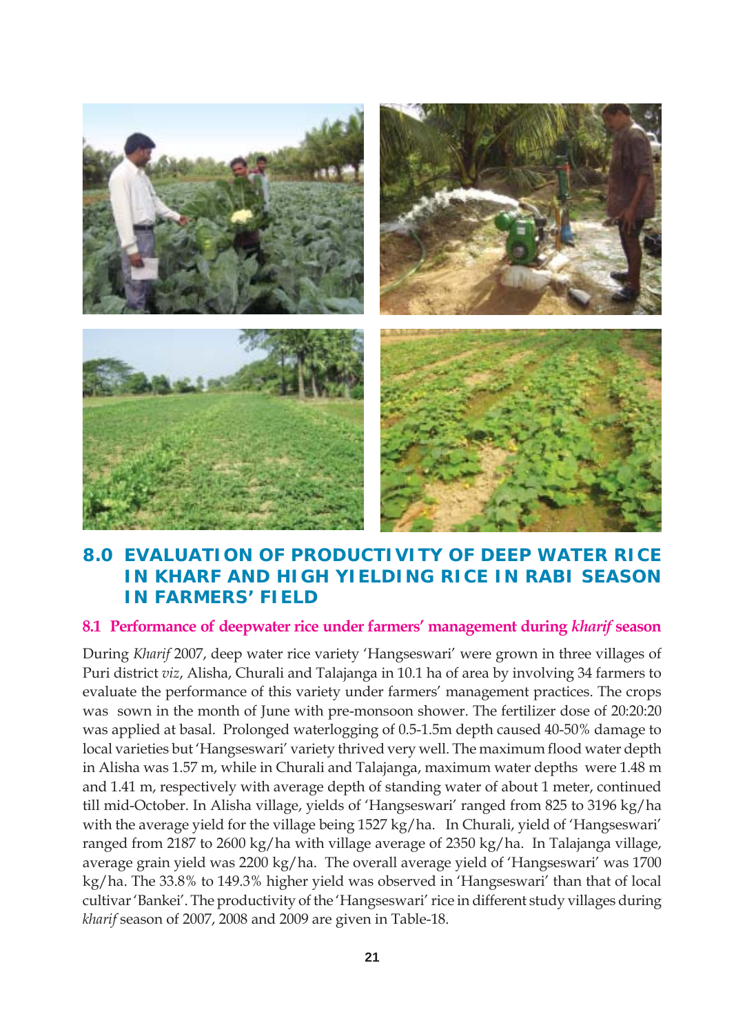## 8.0 EVALUATION OF PRODUCTIVITY OF DEEP WATER RICE IN KHARF AND HIGH YIELDING RICE IN RABI SEASON IN FARMERS' FIELD

### 8.1 Performance of deepwater rice under farmers' management during *kharif* season

During *Kharif* 2007, deep water rice variety 'Hangseswari' were grown in three villages of Puri district *viz*, Alisha, Churali and Talajanga in 10.1 ha of area by involving 34 farmers to evaluate the performance of this variety under farmers' management practices. The crops was sown in the month of June with pre-monsoon shower. The fertilizer dose of 20:20:20 was applied at basal. Prolonged waterlogging of 0.5-1.5m depth caused 40-50% damage to local varieties but 'Hangseswari' variety thrived very well. The maximum flood water depth in Alisha was 1.57 m, while in Churali and Talajanga, maximum water depths were 1.48 m and 1.41 m, respectively with average depth of standing water of about 1 meter, continued till mid-October. In Alisha village, yields of 'Hangseswari' ranged from 825 to 3196 kg/ha with the average yield for the village being 1527 kg/ha. In Churali, yield of 'Hangseswari' ranged from 2187 to 2600 kg/ha with village average of 2350 kg/ha. In Talajanga village, average grain yield was 2200 kg/ha. The overall average yield of 'Hangseswari' was 1700 kg/ha. The 33.8% to 149.3% higher yield was observed in 'Hangseswari' than that of local cultivar 'Bankei'. The productivity of the 'Hangseswari' rice in different study villages during *kharif* season of 2007, 2008 and 2009 are given in Table-18.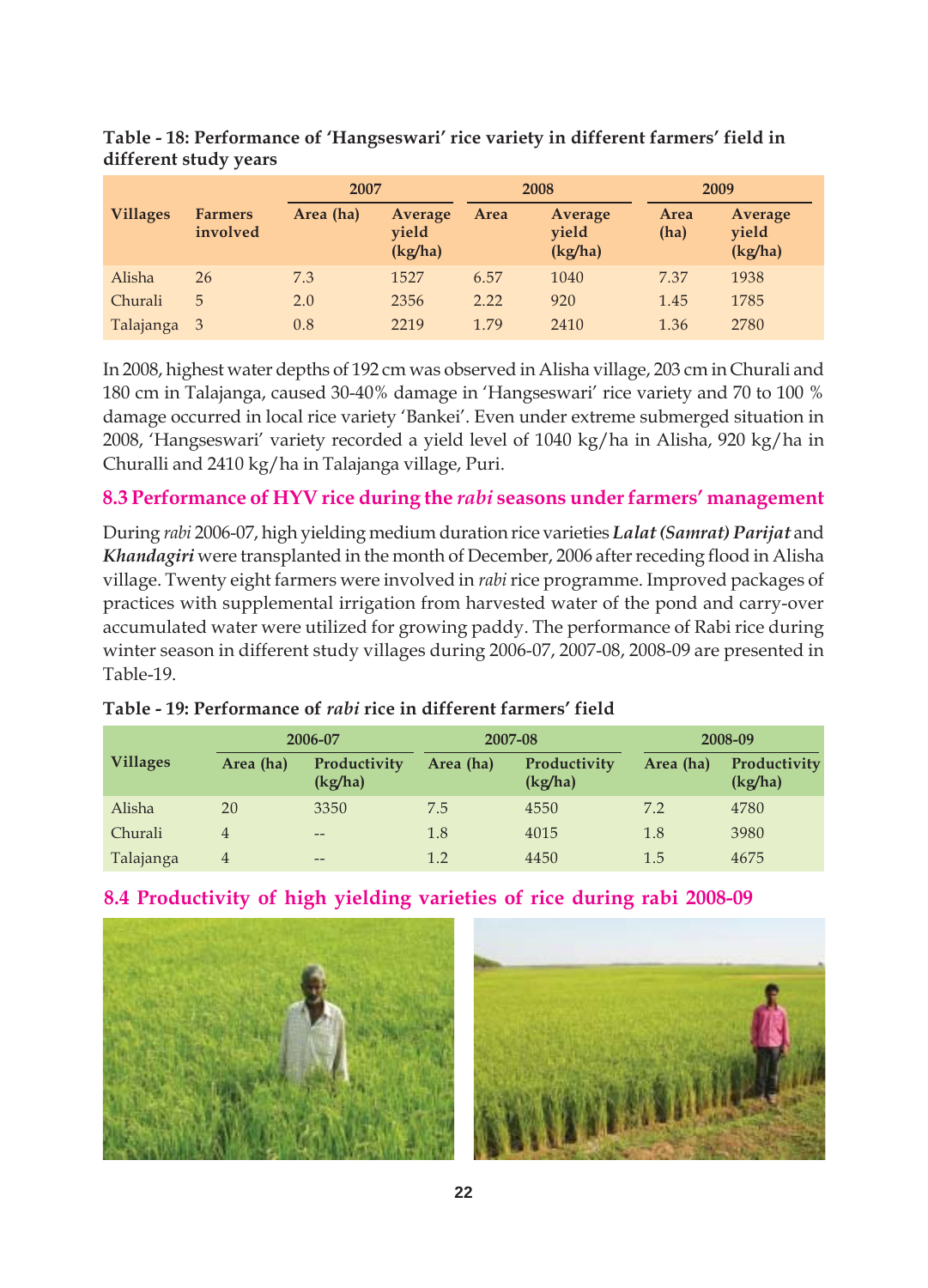**Table - 18: Performance of 'Hangseswari' rice variety in different farmers' field in different study years**

| Villages | Farmers involved | 2007 | | 2008 | | 2009 | |
|---|---|---|---|---|---|---|---|
| | | Area (ha) | Average yield (kg/ha) | Area | Average yield (kg/ha) | Area (ha) | Average yield (kg/ha) |
| Alisha | 26 | 7.3 | 1527 | 6.57 | 1040 | 7.37 | 1938 |
| Churali | 5 | 2.0 | 2356 | 2.22 | 920 | 1.45 | 1785 |
| Talajanga | 3 | 0.8 | 2219 | 1.79 | 2410 | 1.36 | 2780 |

In 2008, highest water depths of 192 cm was observed in Alisha village, 203 cm in Churali and 180 cm in Talajanga, caused 30-40% damage in 'Hangseswari' rice variety and 70 to 100 % damage occurred in local rice variety 'Bankei'. Even under extreme submerged situation in 2008, 'Hangseswari' variety recorded a yield level of 1040 kg/ha in Alisha, 920 kg/ha in Churalli and 2410 kg/ha in Talajanga village, Puri.

## 8.3 Performance of HYV rice during the *rabi* seasons under farmers' management

During *rabi* 2006-07, high yielding medium duration rice varieties ***Lalat (Samrat) Parijat*** and ***Khandagiri*** were transplanted in the month of December, 2006 after receding flood in Alisha village. Twenty eight farmers were involved in *rabi* rice programme. Improved packages of practices with supplemental irrigation from harvested water of the pond and carry-over accumulated water were utilized for growing paddy. The performance of Rabi rice during winter season in different study villages during 2006-07, 2007-08, 2008-09 are presented in Table-19.

**Table - 19: Performance of *rabi* rice in different farmers' field**

| Villages | 2006-07 | | 2007-08 | | 2008-09 | |
|---|---|---|---|---|---|---|
| | Area (ha) | Productivity (kg/ha) | Area (ha) | Productivity (kg/ha) | Area (ha) | Productivity (kg/ha) |
| Alisha | 20 | 3350 | 7.5 | 4550 | 7.2 | 4780 |
| Churali | 4 | -- | 1.8 | 4015 | 1.8 | 3980 |
| Talajanga | 4 | -- | 1.2 | 4450 | 1.5 | 4675 |

## 8.4 Productivity of high yielding varieties of rice during rabi 2008-09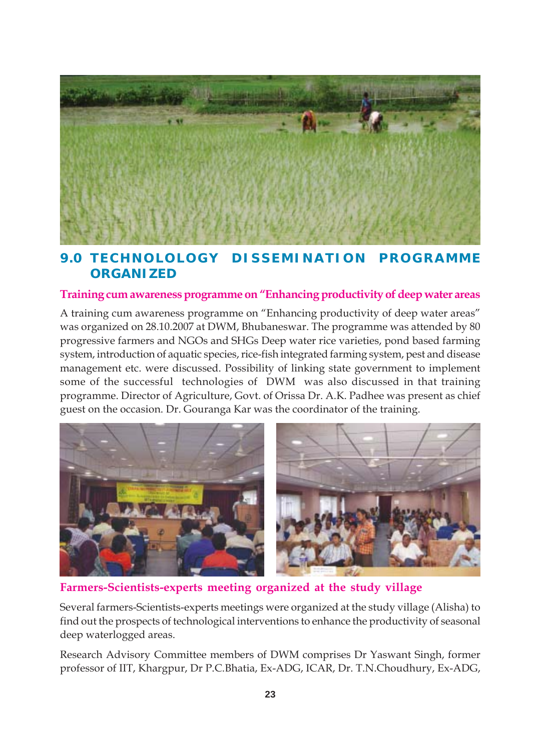## 9.0 TECHNOLOLOGY DISSEMINATION PROGRAMME ORGANIZED

### Training cum awareness programme on "Enhancing productivity of deep water areas

A training cum awareness programme on "Enhancing productivity of deep water areas" was organized on 28.10.2007 at DWM, Bhubaneswar. The programme was attended by 80 progressive farmers and NGOs and SHGs Deep water rice varieties, pond based farming system, introduction of aquatic species, rice-fish integrated farming system, pest and disease management etc. were discussed. Possibility of linking state government to implement some of the successful technologies of DWM was also discussed in that training programme. Director of Agriculture, Govt. of Orissa Dr. A.K. Padhee was present as chief guest on the occasion. Dr. Gouranga Kar was the coordinator of the training.

### Farmers-Scientists-experts meeting organized at the study village

Several farmers-Scientists-experts meetings were organized at the study village (Alisha) to find out the prospects of technological interventions to enhance the productivity of seasonal deep waterlogged areas.

Research Advisory Committee members of DWM comprises Dr Yaswant Singh, former professor of IIT, Khargpur, Dr P.C.Bhatia, Ex-ADG, ICAR, Dr. T.N.Choudhury, Ex-ADG,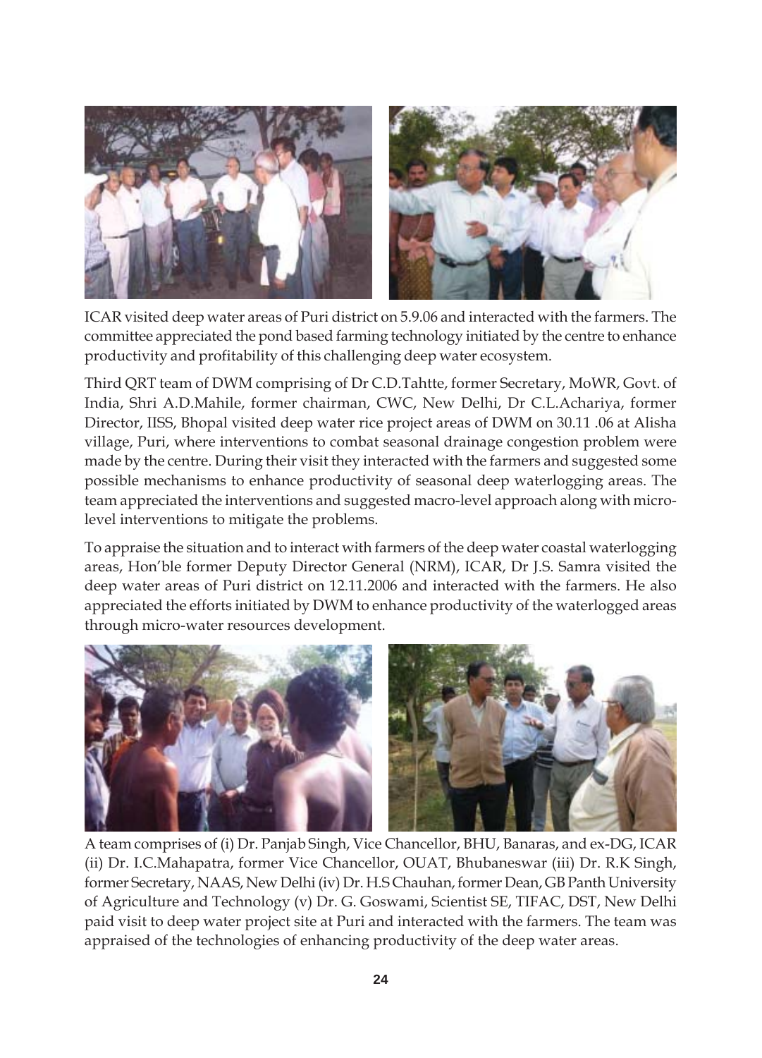ICAR visited deep water areas of Puri district on 5.9.06 and interacted with the farmers. The committee appreciated the pond based farming technology initiated by the centre to enhance productivity and profitability of this challenging deep water ecosystem.

Third QRT team of DWM comprising of Dr C.D.Tahtte, former Secretary, MoWR, Govt. of India, Shri A.D.Mahile, former chairman, CWC, New Delhi, Dr C.L.Achariya, former Director, IISS, Bhopal visited deep water rice project areas of DWM on 30.11 .06 at Alisha village, Puri, where interventions to combat seasonal drainage congestion problem were made by the centre. During their visit they interacted with the farmers and suggested some possible mechanisms to enhance productivity of seasonal deep waterlogging areas. The team appreciated the interventions and suggested macro-level approach along with micro-level interventions to mitigate the problems.

To appraise the situation and to interact with farmers of the deep water coastal waterlogging areas, Hon'ble former Deputy Director General (NRM), ICAR, Dr J.S. Samra visited the deep water areas of Puri district on 12.11.2006 and interacted with the farmers. He also appreciated the efforts initiated by DWM to enhance productivity of the waterlogged areas through micro-water resources development.

A team comprises of (i) Dr. Panjab Singh, Vice Chancellor, BHU, Banaras, and ex-DG, ICAR (ii) Dr. I.C.Mahapatra, former Vice Chancellor, OUAT, Bhubaneswar (iii) Dr. R.K Singh, former Secretary, NAAS, New Delhi (iv) Dr. H.S Chauhan, former Dean, GB Panth University of Agriculture and Technology (v) Dr. G. Goswami, Scientist SE, TIFAC, DST, New Delhi paid visit to deep water project site at Puri and interacted with the farmers. The team was appraised of the technologies of enhancing productivity of the deep water areas.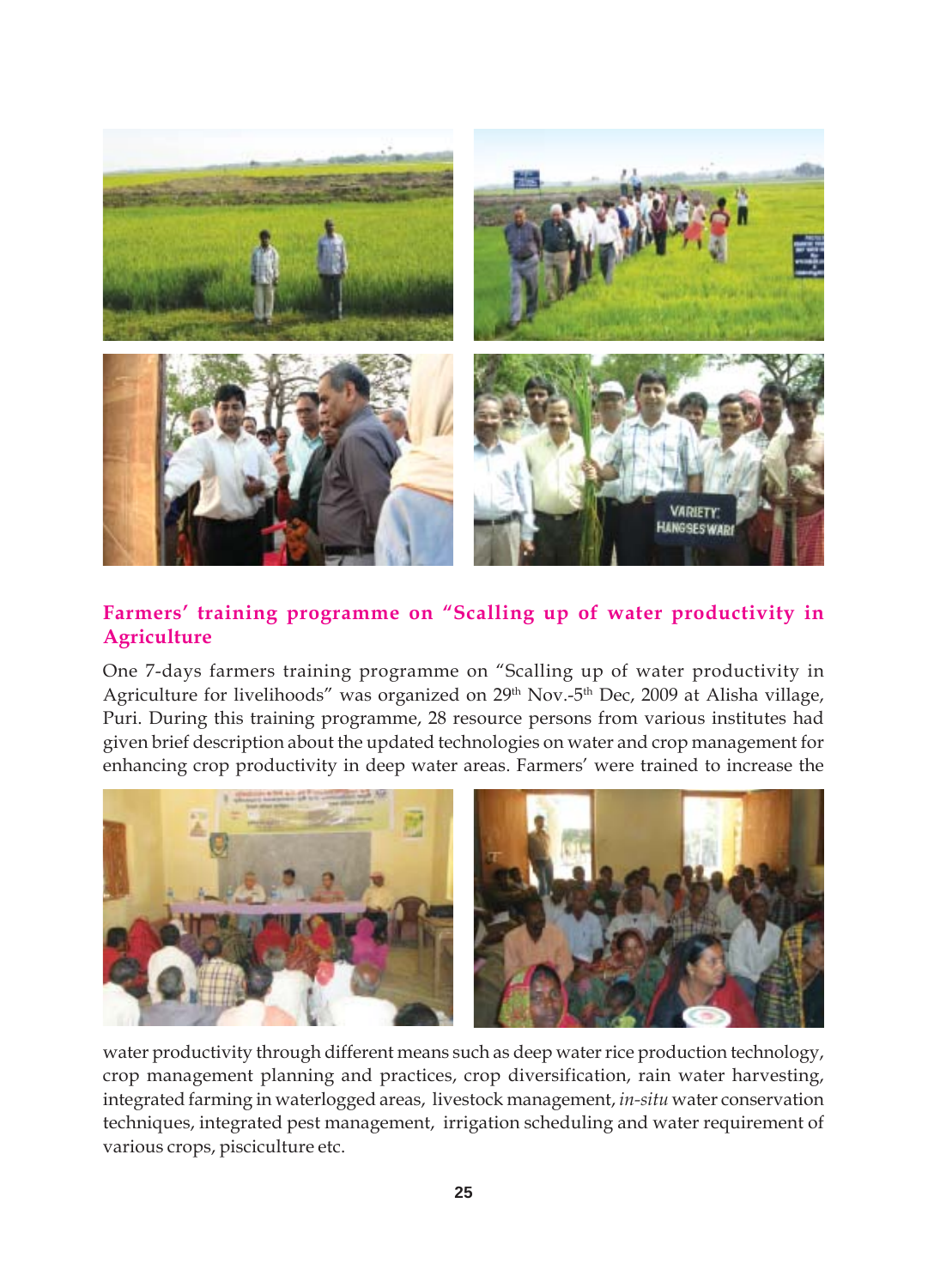## Farmers' training programme on "Scalling up of water productivity in Agriculture

One 7-days farmers training programme on "Scalling up of water productivity in Agriculture for livelihoods" was organized on 29th Nov.-5th Dec, 2009 at Alisha village, Puri. During this training programme, 28 resource persons from various institutes had given brief description about the updated technologies on water and crop management for enhancing crop productivity in deep water areas. Farmers' were trained to increase the water productivity through different means such as deep water rice production technology, crop management planning and practices, crop diversification, rain water harvesting, integrated farming in waterlogged areas, livestock management, *in-situ* water conservation techniques, integrated pest management, irrigation scheduling and water requirement of various crops, pisciculture etc.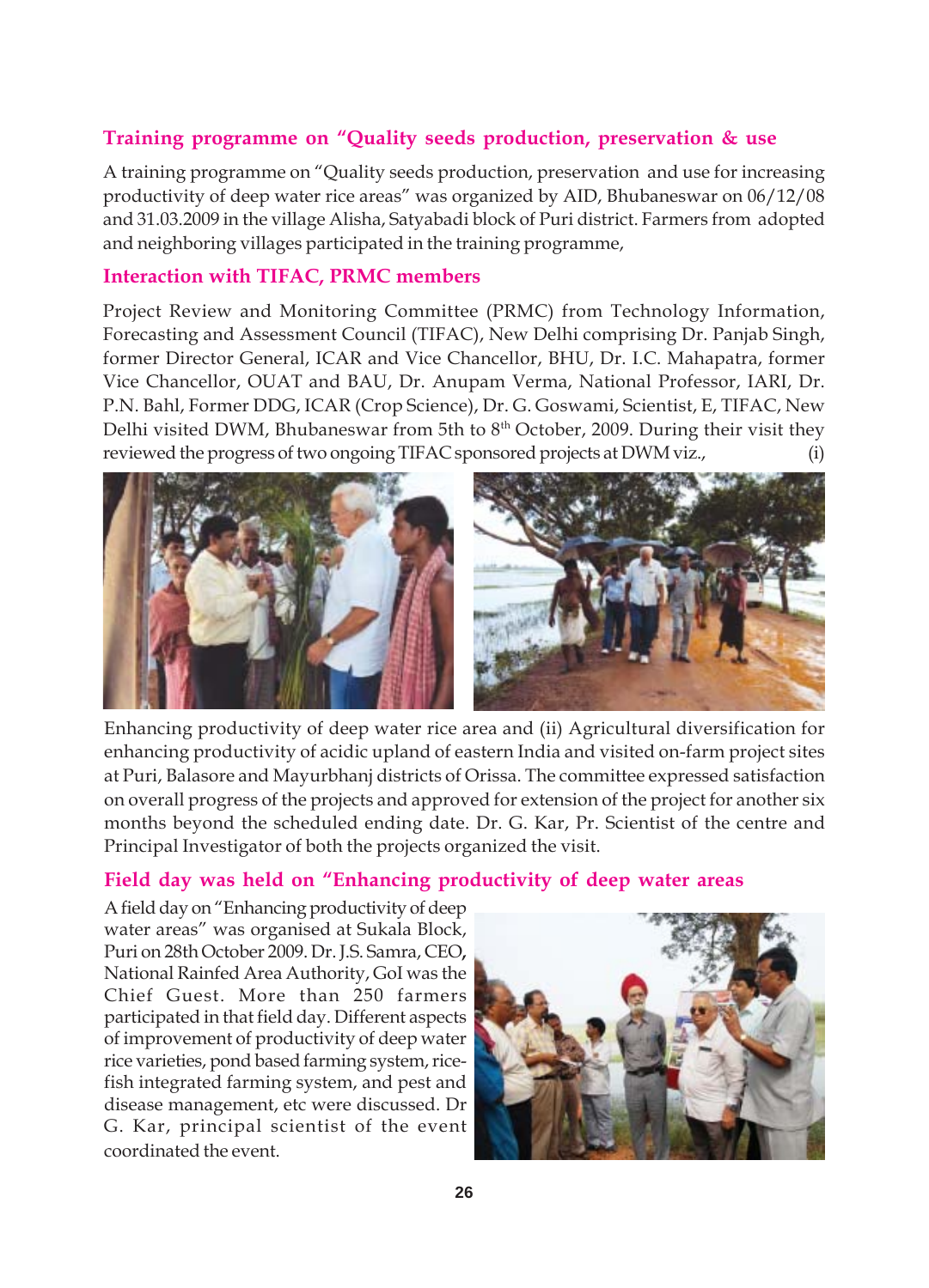## Training programme on "Quality seeds production, preservation & use

A training programme on "Quality seeds production, preservation and use for increasing productivity of deep water rice areas" was organized by AID, Bhubaneswar on 06/12/08 and 31.03.2009 in the village Alisha, Satyabadi block of Puri district. Farmers from adopted and neighboring villages participated in the training programme,

## Interaction with TIFAC, PRMC members

Project Review and Monitoring Committee (PRMC) from Technology Information, Forecasting and Assessment Council (TIFAC), New Delhi comprising Dr. Panjab Singh, former Director General, ICAR and Vice Chancellor, BHU, Dr. I.C. Mahapatra, former Vice Chancellor, OUAT and BAU, Dr. Anupam Verma, National Professor, IARI, Dr. P.N. Bahl, Former DDG, ICAR (Crop Science), Dr. G. Goswami, Scientist, E, TIFAC, New Delhi visited DWM, Bhubaneswar from 5th to 8th October, 2009. During their visit they reviewed the progress of two ongoing TIFAC sponsored projects at DWM viz., (i) Enhancing productivity of deep water rice area and (ii) Agricultural diversification for enhancing productivity of acidic upland of eastern India and visited on-farm project sites at Puri, Balasore and Mayurbhanj districts of Orissa. The committee expressed satisfaction on overall progress of the projects and approved for extension of the project for another six months beyond the scheduled ending date. Dr. G. Kar, Pr. Scientist of the centre and Principal Investigator of both the projects organized the visit.

## Field day was held on "Enhancing productivity of deep water areas

A field day on "Enhancing productivity of deep water areas" was organised at Sukala Block, Puri on 28th October 2009. Dr. J.S. Samra, CEO, National Rainfed Area Authority, GoI was the Chief Guest. More than 250 farmers participated in that field day. Different aspects of improvement of productivity of deep water rice varieties, pond based farming system, rice-fish integrated farming system, and pest and disease management, etc were discussed. Dr G. Kar, principal scientist of the event coordinated the event.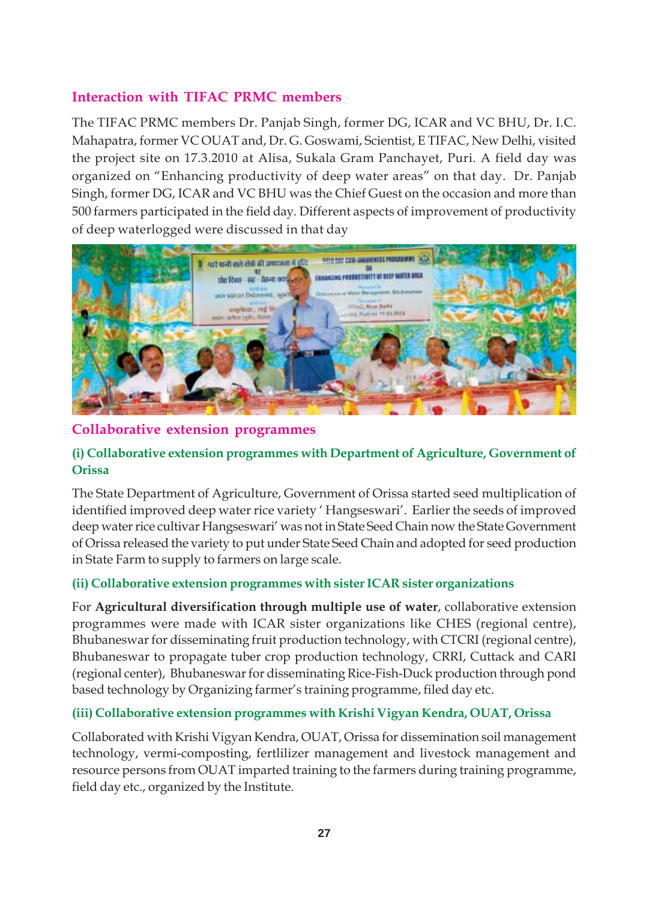## Interaction with TIFAC PRMC members

The TIFAC PRMC members Dr. Panjab Singh, former DG, ICAR and VC BHU, Dr. I.C. Mahapatra, former VC OUAT and, Dr. G. Goswami, Scientist, E TIFAC, New Delhi, visited the project site on 17.3.2010 at Alisa, Sukala Gram Panchayet, Puri. A field day was organized on "Enhancing productivity of deep water areas" on that day. Dr. Panjab Singh, former DG, ICAR and VC BHU was the Chief Guest on the occasion and more than 500 farmers participated in the field day. Different aspects of improvement of productivity of deep waterlogged were discussed in that day

## Collaborative extension programmes

### (i) Collaborative extension programmes with Department of Agriculture, Government of Orissa

The State Department of Agriculture, Government of Orissa started seed multiplication of identified improved deep water rice variety ' Hangseswari'. Earlier the seeds of improved deep water rice cultivar Hangseswari' was not in State Seed Chain now the State Government of Orissa released the variety to put under State Seed Chain and adopted for seed production in State Farm to supply to farmers on large scale.

### (ii) Collaborative extension programmes with sister ICAR sister organizations

For **Agricultural diversification through multiple use of water**, collaborative extension programmes were made with ICAR sister organizations like CHES (regional centre), Bhubaneswar for disseminating fruit production technology, with CTCRI (regional centre), Bhubaneswar to propagate tuber crop production technology, CRRI, Cuttack and CARI (regional center), Bhubaneswar for disseminating Rice-Fish-Duck production through pond based technology by Organizing farmer's training programme, filed day etc.

### (iii) Collaborative extension programmes with Krishi Vigyan Kendra, OUAT, Orissa

Collaborated with Krishi Vigyan Kendra, OUAT, Orissa for dissemination soil management technology, vermi-composting, fertllizer management and livestock management and resource persons from OUAT imparted training to the farmers during training programme, field day etc., organized by the Institute.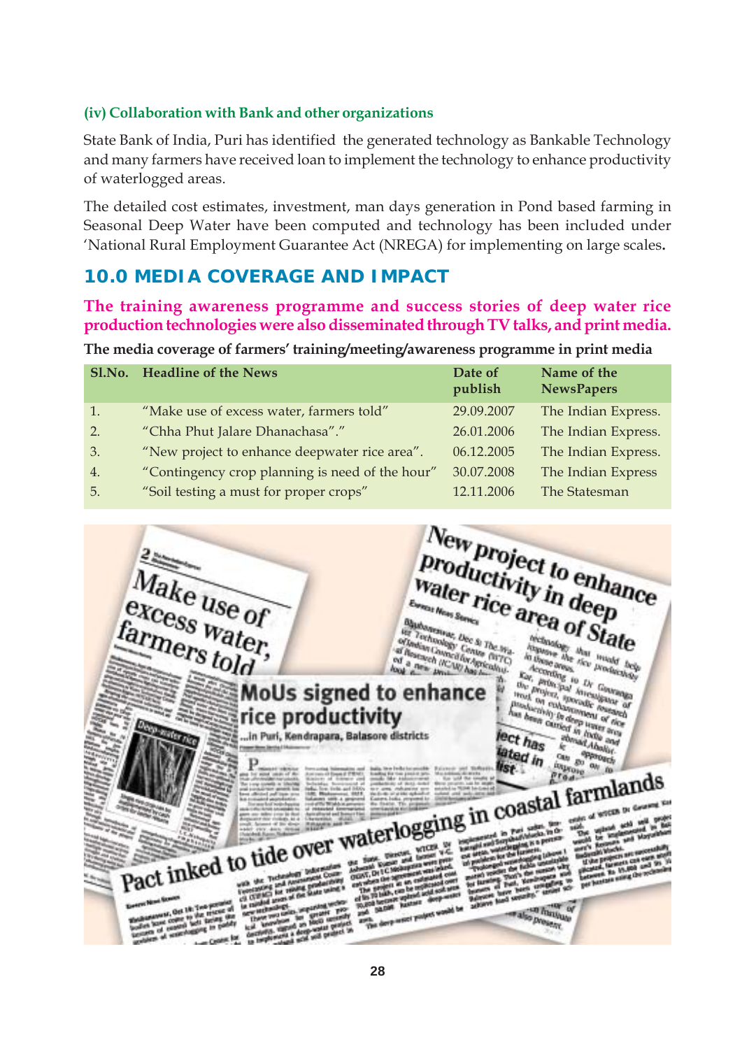#### (iv) Collaboration with Bank and other organizations

State Bank of India, Puri has identified the generated technology as Bankable Technology and many farmers have received loan to implement the technology to enhance productivity of waterlogged areas.

The detailed cost estimates, investment, man days generation in Pond based farming in Seasonal Deep Water have been computed and technology has been included under 'National Rural Employment Guarantee Act (NREGA) for implementing on large scales**.**

## 10.0 MEDIA COVERAGE AND IMPACT

**The training awareness programme and success stories of deep water rice production technologies were also disseminated through TV talks, and print media.**

**The media coverage of farmers' training/meeting/awareness programme in print media**

| Sl.No. | Headline of the News | Date of publish | Name of the NewsPapers |
|---|---|---|---|
| 1. | "Make use of excess water, farmers told" | 29.09.2007 | The Indian Express. |
| 2. | "Chha Phut Jalare Dhanachasa"." | 26.01.2006 | The Indian Express. |
| 3. | "New project to enhance deepwater rice area". | 06.12.2005 | The Indian Express. |
| 4. | "Contingency crop planning is need of the hour" | 30.07.2008 | The Indian Express |
| 5. | "Soil testing a must for proper crops" | 12.11.2006 | The Statesman |